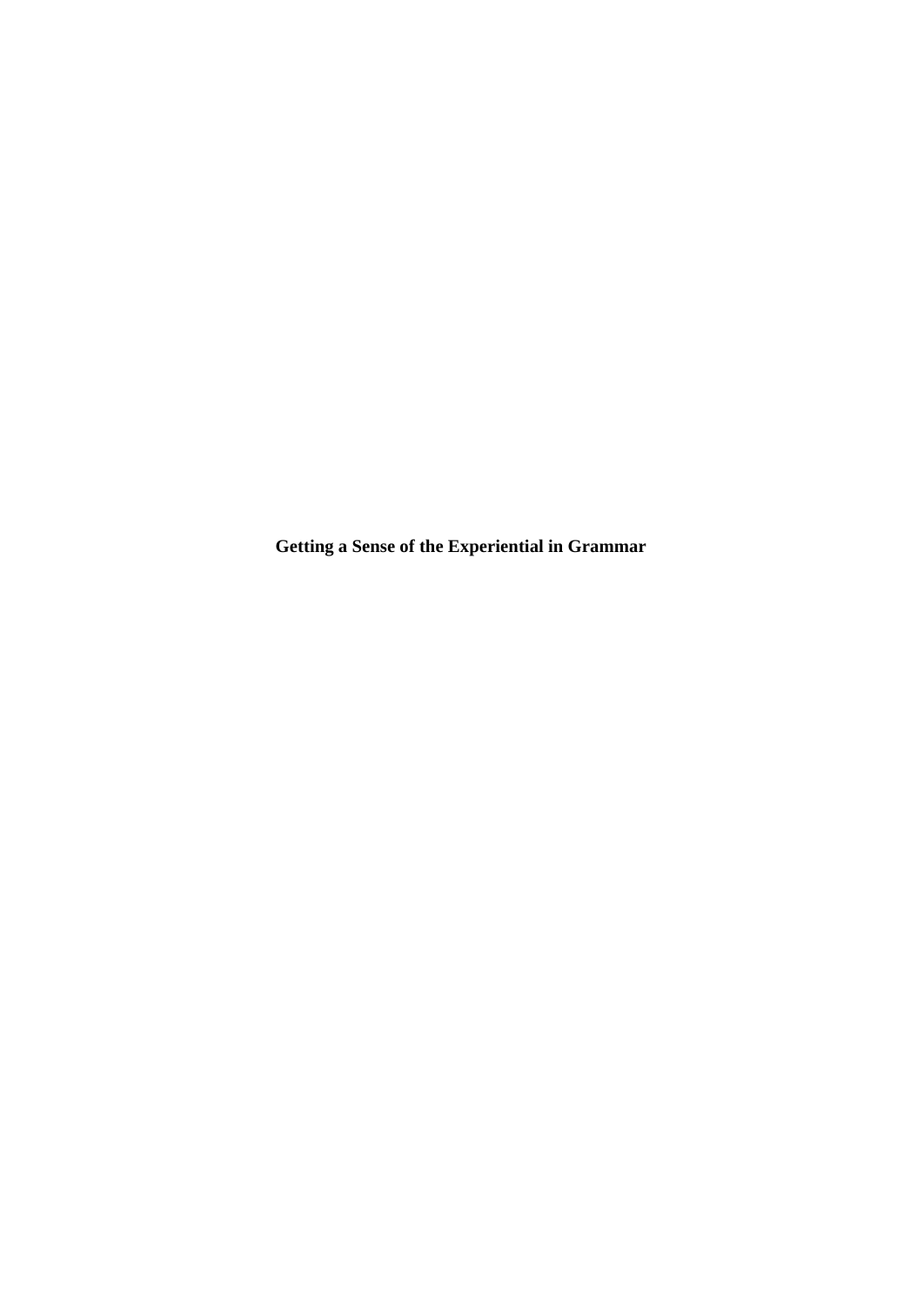# Getting a Sense of the Experiential in Grammar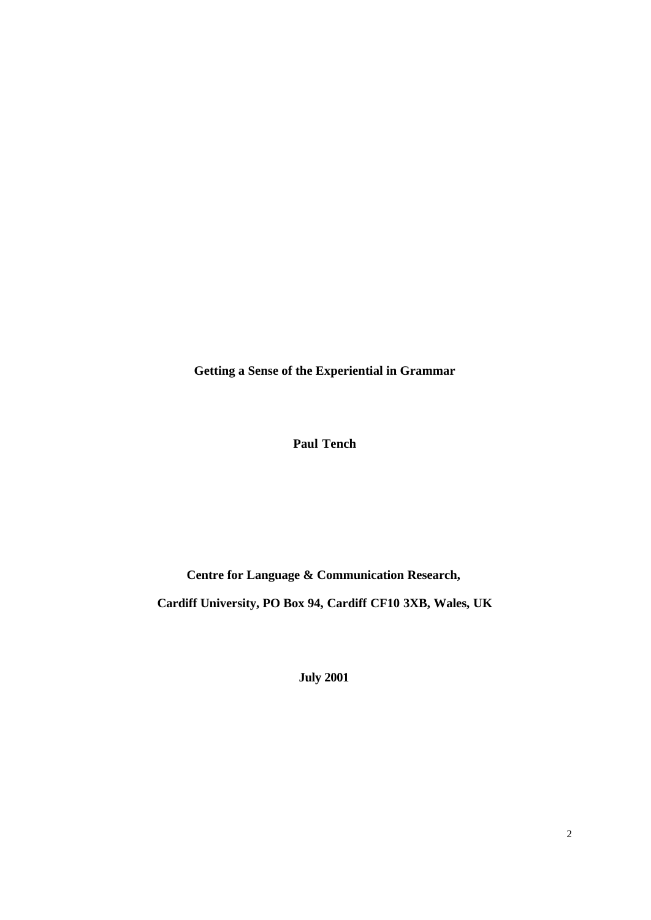# Getting a Sense of the Experiential in Grammar

**Paul Tench**

**Centre for Language & Communication Research,**

**Cardiff University, PO Box 94, Cardiff CF10 3XB, Wales, UK**

**July 2001**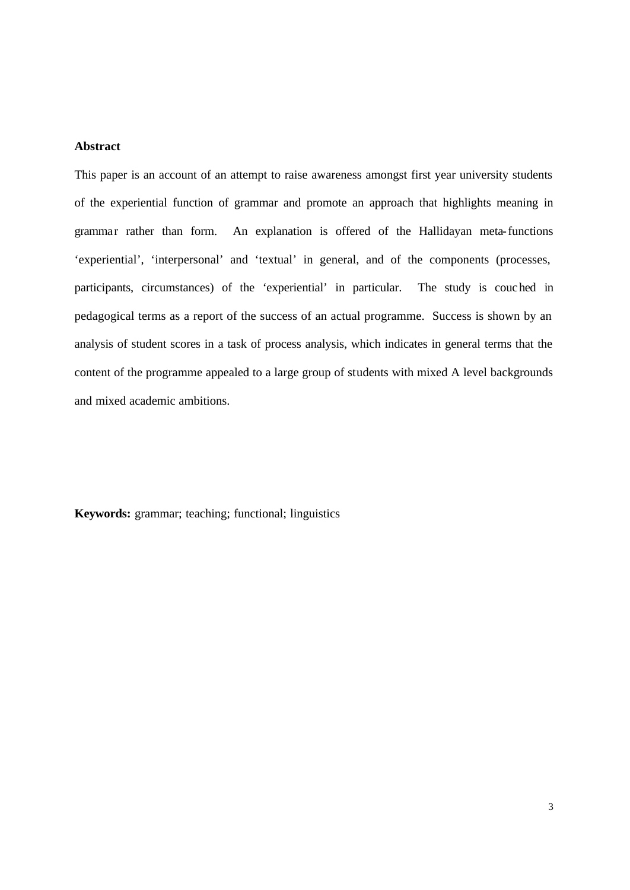**Abstract**

This paper is an account of an attempt to raise awareness amongst first year university students of the experiential function of grammar and promote an approach that highlights meaning in grammar rather than form. An explanation is offered of the Hallidayan meta-functions 'experiential', 'interpersonal' and 'textual' in general, and of the components (processes, participants, circumstances) of the 'experiential' in particular. The study is couched in pedagogical terms as a report of the success of an actual programme. Success is shown by an analysis of student scores in a task of process analysis, which indicates in general terms that the content of the programme appealed to a large group of students with mixed A level backgrounds and mixed academic ambitions.

**Keywords:** grammar; teaching; functional; linguistics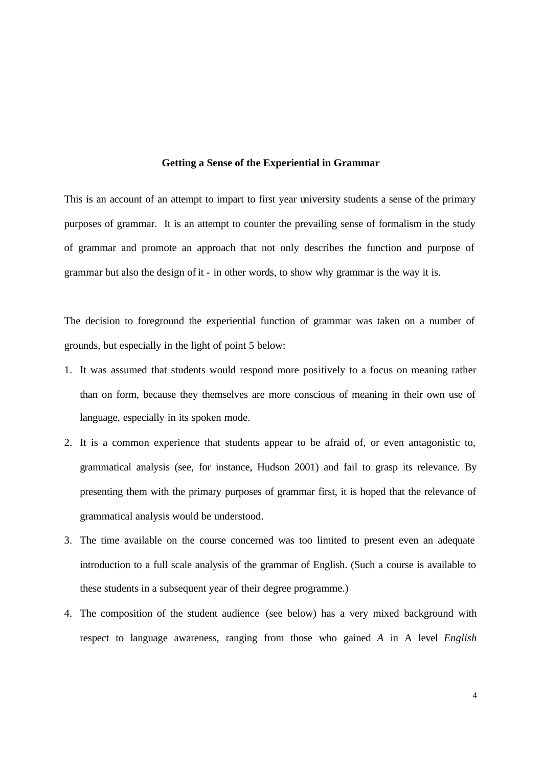## Getting a Sense of the Experiential in Grammar

This is an account of an attempt to impart to first year university students a sense of the primary purposes of grammar. It is an attempt to counter the prevailing sense of formalism in the study of grammar and promote an approach that not only describes the function and purpose of grammar but also the design of it - in other words, to show why grammar is the way it is.

The decision to foreground the experiential function of grammar was taken on a number of grounds, but especially in the light of point 5 below:

1. It was assumed that students would respond more positively to a focus on meaning rather than on form, because they themselves are more conscious of meaning in their own use of language, especially in its spoken mode.
2. It is a common experience that students appear to be afraid of, or even antagonistic to, grammatical analysis (see, for instance, Hudson 2001) and fail to grasp its relevance. By presenting them with the primary purposes of grammar first, it is hoped that the relevance of grammatical analysis would be understood.
3. The time available on the course concerned was too limited to present even an adequate introduction to a full scale analysis of the grammar of English. (Such a course is available to these students in a subsequent year of their degree programme.)
4. The composition of the student audience (see below) has a very mixed background with respect to language awareness, ranging from those who gained *A* in A level *English*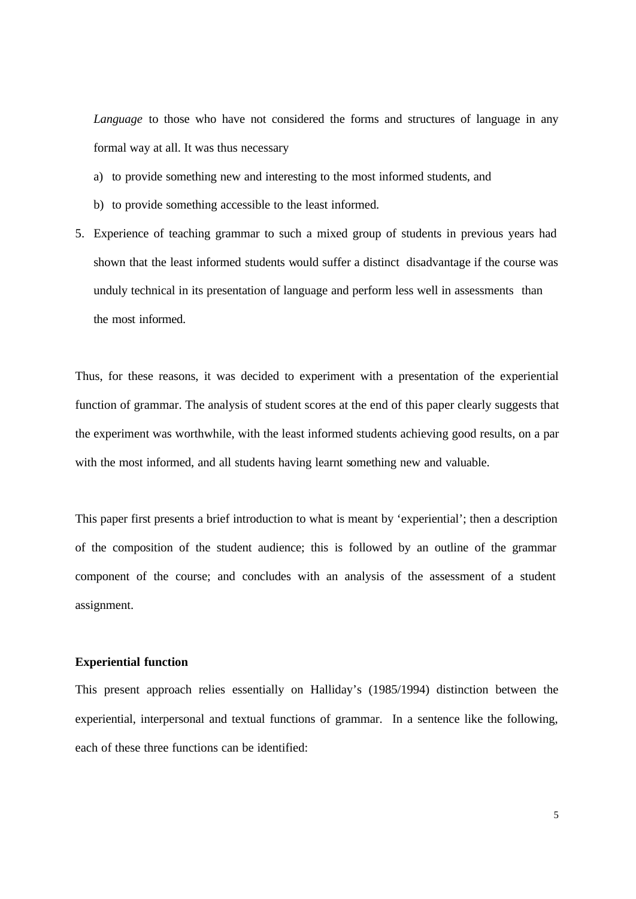*Language* to those who have not considered the forms and structures of language in any formal way at all. It was thus necessary

a) to provide something new and interesting to the most informed students, and
b) to provide something accessible to the least informed.

5. Experience of teaching grammar to such a mixed group of students in previous years had shown that the least informed students would suffer a distinct disadvantage if the course was unduly technical in its presentation of language and perform less well in assessments than the most informed.

Thus, for these reasons, it was decided to experiment with a presentation of the experiential function of grammar. The analysis of student scores at the end of this paper clearly suggests that the experiment was worthwhile, with the least informed students achieving good results, on a par with the most informed, and all students having learnt something new and valuable.

This paper first presents a brief introduction to what is meant by 'experiential'; then a description of the composition of the student audience; this is followed by an outline of the grammar component of the course; and concludes with an analysis of the assessment of a student assignment.

**Experiential function**

This present approach relies essentially on Halliday's (1985/1994) distinction between the experiential, interpersonal and textual functions of grammar. In a sentence like the following, each of these three functions can be identified: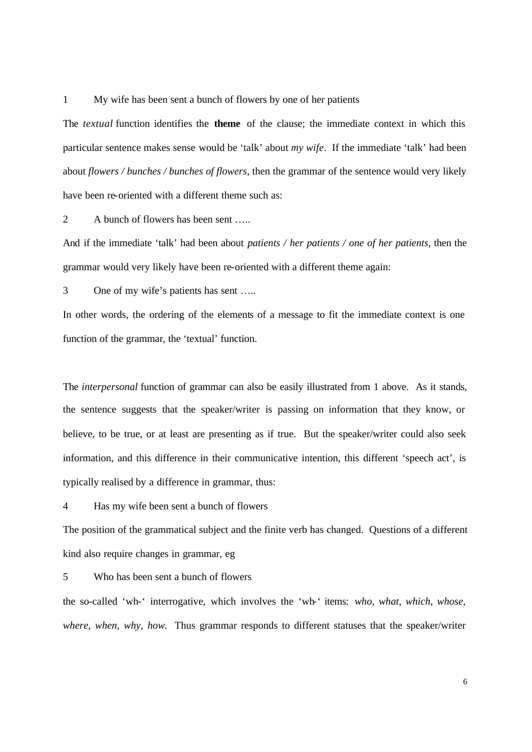1 My wife has been sent a bunch of flowers by one of her patients

The *textual* function identifies the **theme** of the clause; the immediate context in which this particular sentence makes sense would be 'talk' about *my wife*. If the immediate 'talk' had been about *flowers / bunches / bunches of flowers*, then the grammar of the sentence would very likely have been re-oriented with a different theme such as:

2 A bunch of flowers has been sent …..

And if the immediate 'talk' had been about *patients / her patients / one of her patients*, then the grammar would very likely have been re-oriented with a different theme again:

3 One of my wife's patients has sent …..

In other words, the ordering of the elements of a message to fit the immediate context is one function of the grammar, the 'textual' function.

The *interpersonal* function of grammar can also be easily illustrated from 1 above. As it stands, the sentence suggests that the speaker/writer is passing on information that they know, or believe, to be true, or at least are presenting as if true. But the speaker/writer could also seek information, and this difference in their communicative intention, this different 'speech act', is typically realised by a difference in grammar, thus:

4 Has my wife been sent a bunch of flowers

The position of the grammatical subject and the finite verb has changed. Questions of a different kind also require changes in grammar, eg

5 Who has been sent a bunch of flowers

the so-called 'wh-' interrogative, which involves the 'wh-' items: *who, what, which, whose, where, when, why, how.* Thus grammar responds to different statuses that the speaker/writer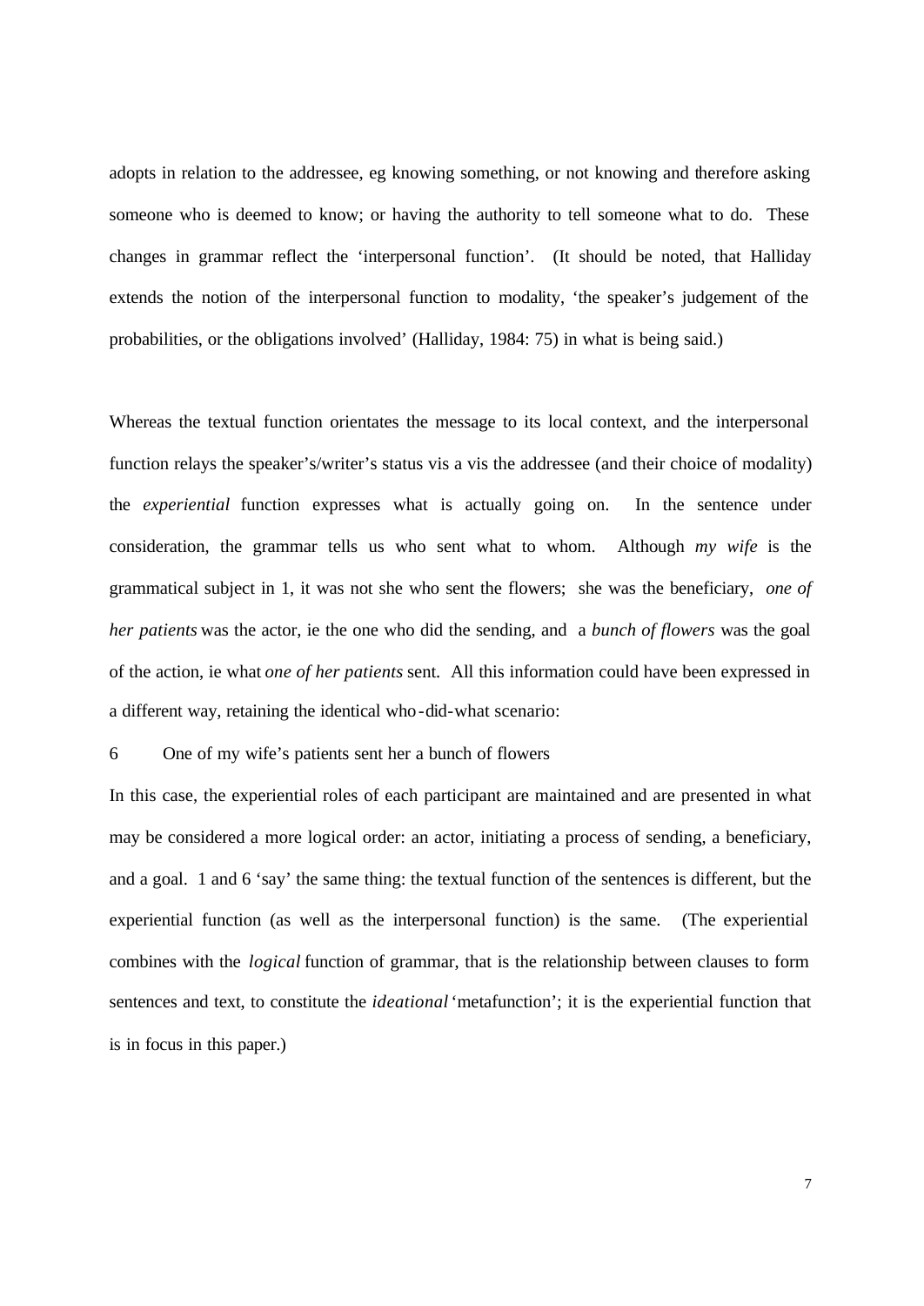adopts in relation to the addressee, eg knowing something, or not knowing and therefore asking someone who is deemed to know; or having the authority to tell someone what to do. These changes in grammar reflect the 'interpersonal function'. (It should be noted, that Halliday extends the notion of the interpersonal function to modality, 'the speaker's judgement of the probabilities, or the obligations involved' (Halliday, 1984: 75) in what is being said.)

Whereas the textual function orientates the message to its local context, and the interpersonal function relays the speaker's/writer's status vis a vis the addressee (and their choice of modality) the *experiential* function expresses what is actually going on. In the sentence under consideration, the grammar tells us who sent what to whom. Although *my wife* is the grammatical subject in 1, it was not she who sent the flowers; she was the beneficiary, *one of her patients* was the actor, ie the one who did the sending, and a *bunch of flowers* was the goal of the action, ie what *one of her patients* sent. All this information could have been expressed in a different way, retaining the identical who-did-what scenario:

6 One of my wife's patients sent her a bunch of flowers

In this case, the experiential roles of each participant are maintained and are presented in what may be considered a more logical order: an actor, initiating a process of sending, a beneficiary, and a goal. 1 and 6 'say' the same thing: the textual function of the sentences is different, but the experiential function (as well as the interpersonal function) is the same. (The experiential combines with the *logical* function of grammar, that is the relationship between clauses to form sentences and text, to constitute the *ideational* 'metafunction'; it is the experiential function that is in focus in this paper.)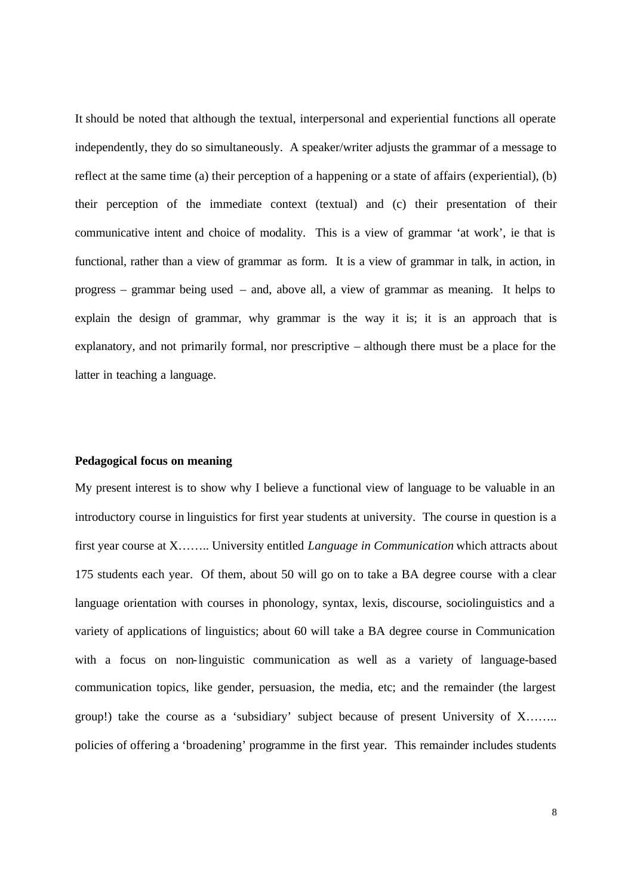It should be noted that although the textual, interpersonal and experiential functions all operate independently, they do so simultaneously. A speaker/writer adjusts the grammar of a message to reflect at the same time (a) their perception of a happening or a state of affairs (experiential), (b) their perception of the immediate context (textual) and (c) their presentation of their communicative intent and choice of modality. This is a view of grammar 'at work', ie that is functional, rather than a view of grammar as form. It is a view of grammar in talk, in action, in progress – grammar being used – and, above all, a view of grammar as meaning. It helps to explain the design of grammar, why grammar is the way it is; it is an approach that is explanatory, and not primarily formal, nor prescriptive – although there must be a place for the latter in teaching a language.

**Pedagogical focus on meaning**

My present interest is to show why I believe a functional view of language to be valuable in an introductory course in linguistics for first year students at university. The course in question is a first year course at X…….. University entitled *Language in Communication* which attracts about 175 students each year. Of them, about 50 will go on to take a BA degree course with a clear language orientation with courses in phonology, syntax, lexis, discourse, sociolinguistics and a variety of applications of linguistics; about 60 will take a BA degree course in Communication with a focus on non-linguistic communication as well as a variety of language-based communication topics, like gender, persuasion, the media, etc; and the remainder (the largest group!) take the course as a 'subsidiary' subject because of present University of X…….. policies of offering a 'broadening' programme in the first year. This remainder includes students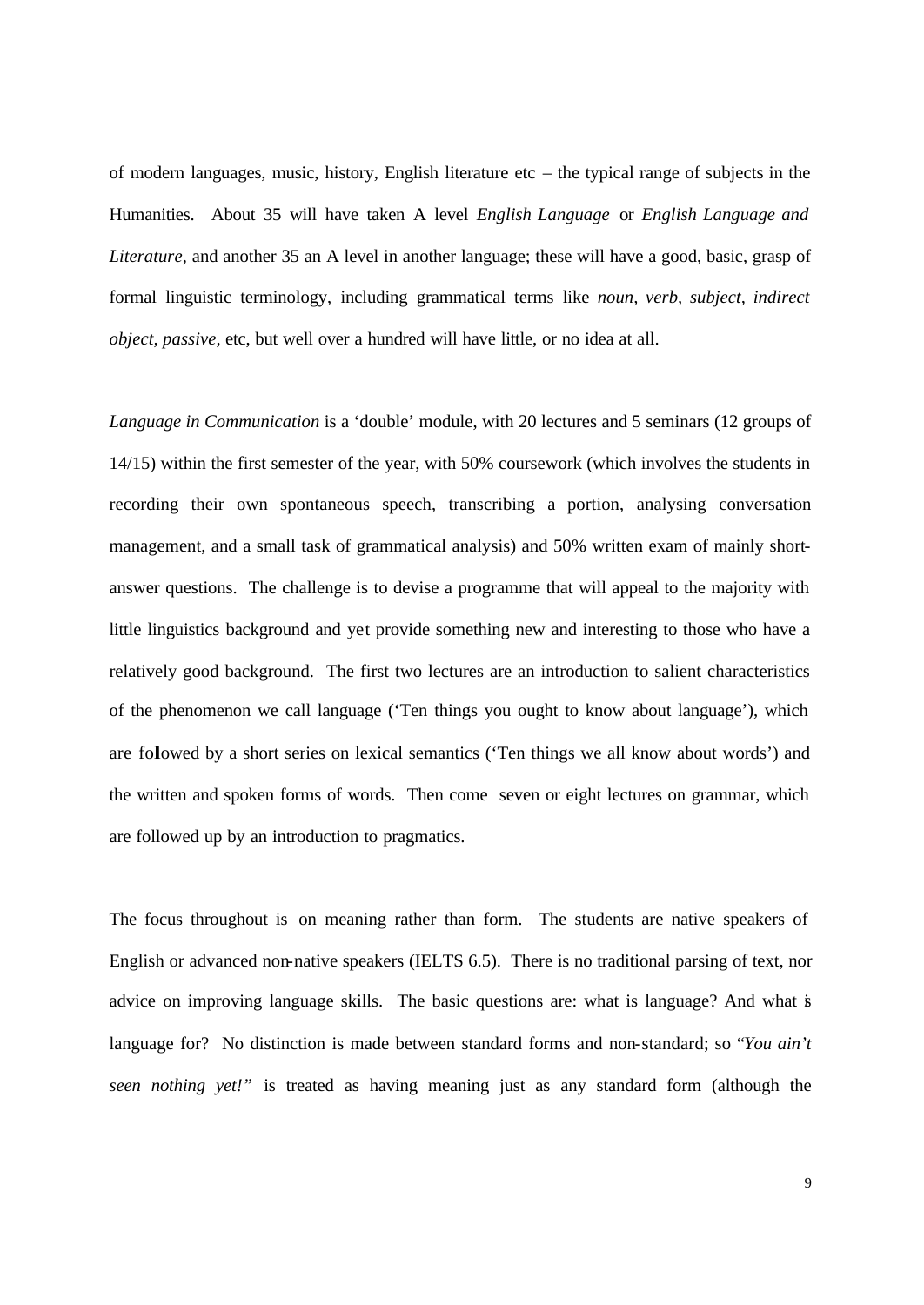of modern languages, music, history, English literature etc – the typical range of subjects in the Humanities. About 35 will have taken A level *English Language* or *English Language and Literature*, and another 35 an A level in another language; these will have a good, basic, grasp of formal linguistic terminology, including grammatical terms like *noun*, *verb*, *subject*, *indirect object*, *passive*, etc, but well over a hundred will have little, or no idea at all.

*Language in Communication* is a 'double' module, with 20 lectures and 5 seminars (12 groups of 14/15) within the first semester of the year, with 50% coursework (which involves the students in recording their own spontaneous speech, transcribing a portion, analysing conversation management, and a small task of grammatical analysis) and 50% written exam of mainly short-answer questions. The challenge is to devise a programme that will appeal to the majority with little linguistics background and yet provide something new and interesting to those who have a relatively good background. The first two lectures are an introduction to salient characteristics of the phenomenon we call language ('Ten things you ought to know about language'), which are followed by a short series on lexical semantics ('Ten things we all know about words') and the written and spoken forms of words. Then come seven or eight lectures on grammar, which are followed up by an introduction to pragmatics.

The focus throughout is on meaning rather than form. The students are native speakers of English or advanced non-native speakers (IELTS 6.5). There is no traditional parsing of text, nor advice on improving language skills. The basic questions are: what is language? And what is language for? No distinction is made between standard forms and non-standard; so "*You ain't seen nothing yet!*" is treated as having meaning just as any standard form (although the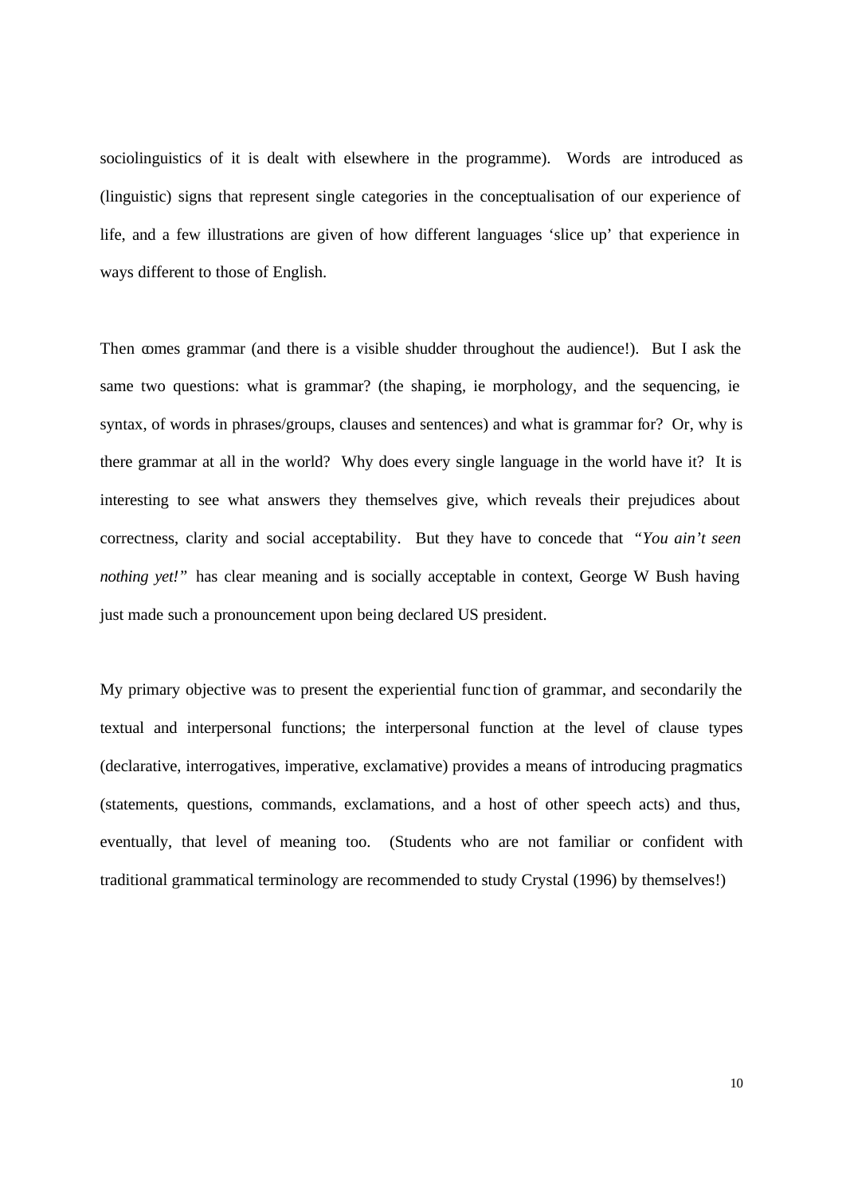sociolinguistics of it is dealt with elsewhere in the programme). Words are introduced as (linguistic) signs that represent single categories in the conceptualisation of our experience of life, and a few illustrations are given of how different languages 'slice up' that experience in ways different to those of English.

Then comes grammar (and there is a visible shudder throughout the audience!). But I ask the same two questions: what is grammar? (the shaping, ie morphology, and the sequencing, ie syntax, of words in phrases/groups, clauses and sentences) and what is grammar for? Or, why is there grammar at all in the world? Why does every single language in the world have it? It is interesting to see what answers they themselves give, which reveals their prejudices about correctness, clarity and social acceptability. But they have to concede that *"You ain't seen nothing yet!"* has clear meaning and is socially acceptable in context, George W Bush having just made such a pronouncement upon being declared US president.

My primary objective was to present the experiential function of grammar, and secondarily the textual and interpersonal functions; the interpersonal function at the level of clause types (declarative, interrogatives, imperative, exclamative) provides a means of introducing pragmatics (statements, questions, commands, exclamations, and a host of other speech acts) and thus, eventually, that level of meaning too. (Students who are not familiar or confident with traditional grammatical terminology are recommended to study Crystal (1996) by themselves!)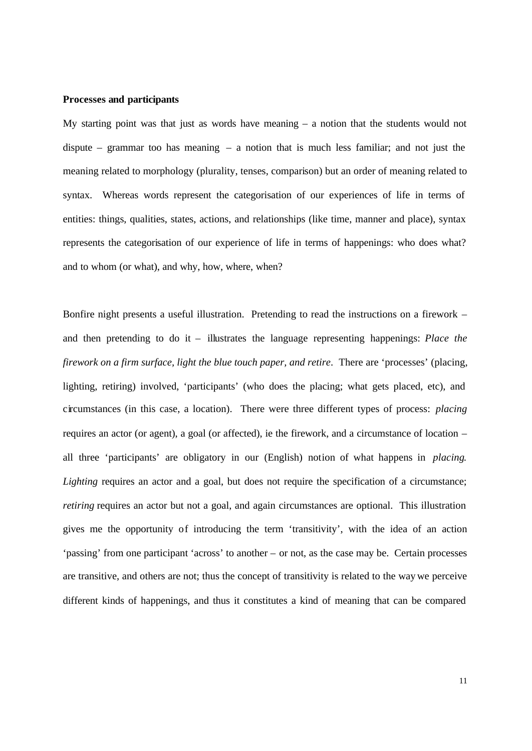**Processes and participants**

My starting point was that just as words have meaning – a notion that the students would not dispute – grammar too has meaning – a notion that is much less familiar; and not just the meaning related to morphology (plurality, tenses, comparison) but an order of meaning related to syntax. Whereas words represent the categorisation of our experiences of life in terms of entities: things, qualities, states, actions, and relationships (like time, manner and place), syntax represents the categorisation of our experience of life in terms of happenings: who does what? and to whom (or what), and why, how, where, when?

Bonfire night presents a useful illustration. Pretending to read the instructions on a firework – and then pretending to do it – illustrates the language representing happenings: *Place the firework on a firm surface, light the blue touch paper, and retire*. There are 'processes' (placing, lighting, retiring) involved, 'participants' (who does the placing; what gets placed, etc), and circumstances (in this case, a location). There were three different types of process: *placing* requires an actor (or agent), a goal (or affected), ie the firework, and a circumstance of location – all three 'participants' are obligatory in our (English) notion of what happens in *placing*. *Lighting* requires an actor and a goal, but does not require the specification of a circumstance; *retiring* requires an actor but not a goal, and again circumstances are optional. This illustration gives me the opportunity of introducing the term 'transitivity', with the idea of an action 'passing' from one participant 'across' to another – or not, as the case may be. Certain processes are transitive, and others are not; thus the concept of transitivity is related to the way we perceive different kinds of happenings, and thus it constitutes a kind of meaning that can be compared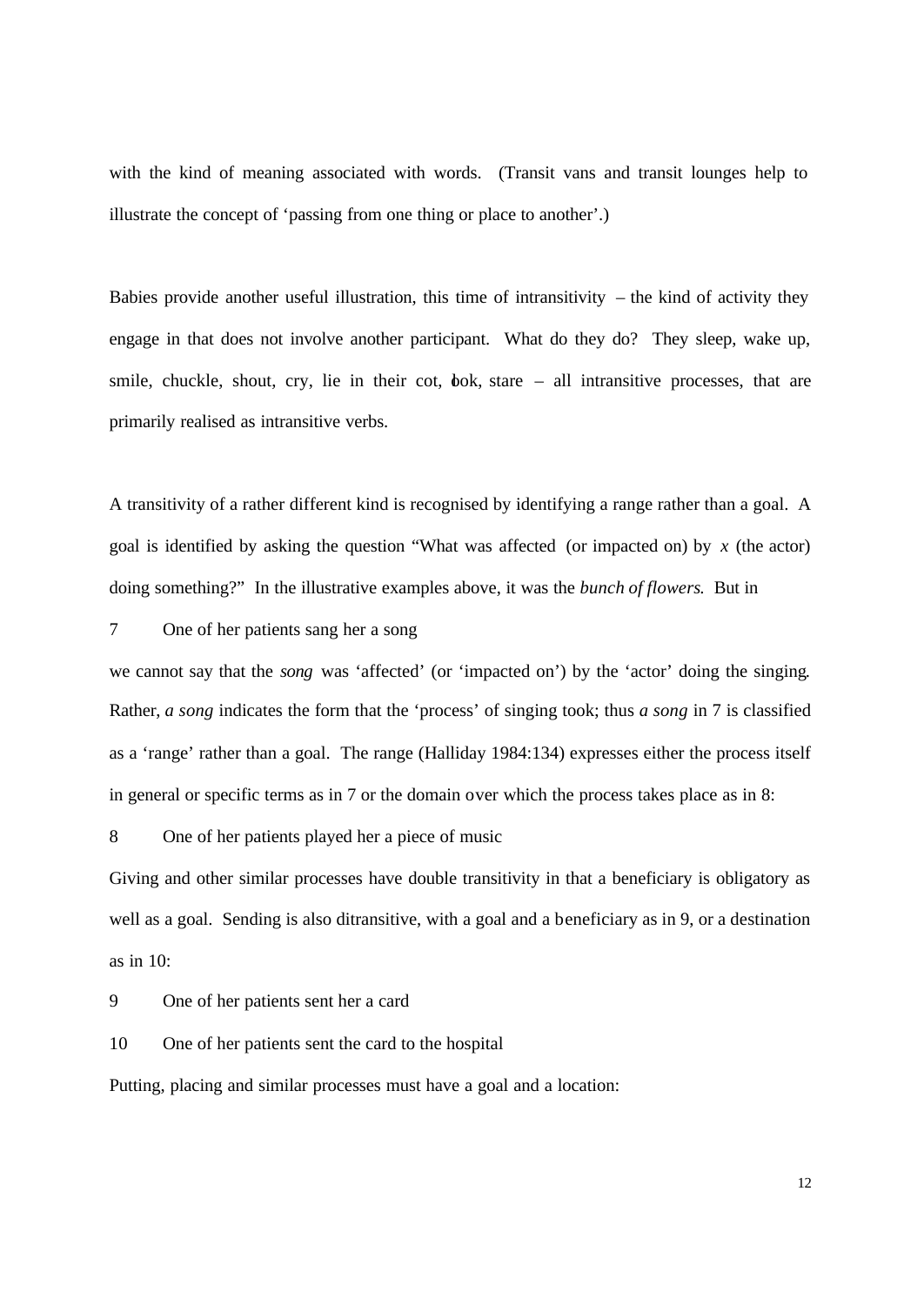with the kind of meaning associated with words. (Transit vans and transit lounges help to illustrate the concept of 'passing from one thing or place to another'.)

Babies provide another useful illustration, this time of intransitivity – the kind of activity they engage in that does not involve another participant. What do they do? They sleep, wake up, smile, chuckle, shout, cry, lie in their cot, look, stare – all intransitive processes, that are primarily realised as intransitive verbs.

A transitivity of a rather different kind is recognised by identifying a range rather than a goal. A goal is identified by asking the question "What was affected (or impacted on) by *x* (the actor) doing something?" In the illustrative examples above, it was the *bunch of flowers*. But in

7 One of her patients sang her a song

we cannot say that the *song* was 'affected' (or 'impacted on') by the 'actor' doing the singing. Rather, *a song* indicates the form that the 'process' of singing took; thus *a song* in 7 is classified as a 'range' rather than a goal. The range (Halliday 1984:134) expresses either the process itself in general or specific terms as in 7 or the domain over which the process takes place as in 8:

8 One of her patients played her a piece of music

Giving and other similar processes have double transitivity in that a beneficiary is obligatory as well as a goal. Sending is also ditransitive, with a goal and a beneficiary as in 9, or a destination as in 10:

9 One of her patients sent her a card

10 One of her patients sent the card to the hospital

Putting, placing and similar processes must have a goal and a location: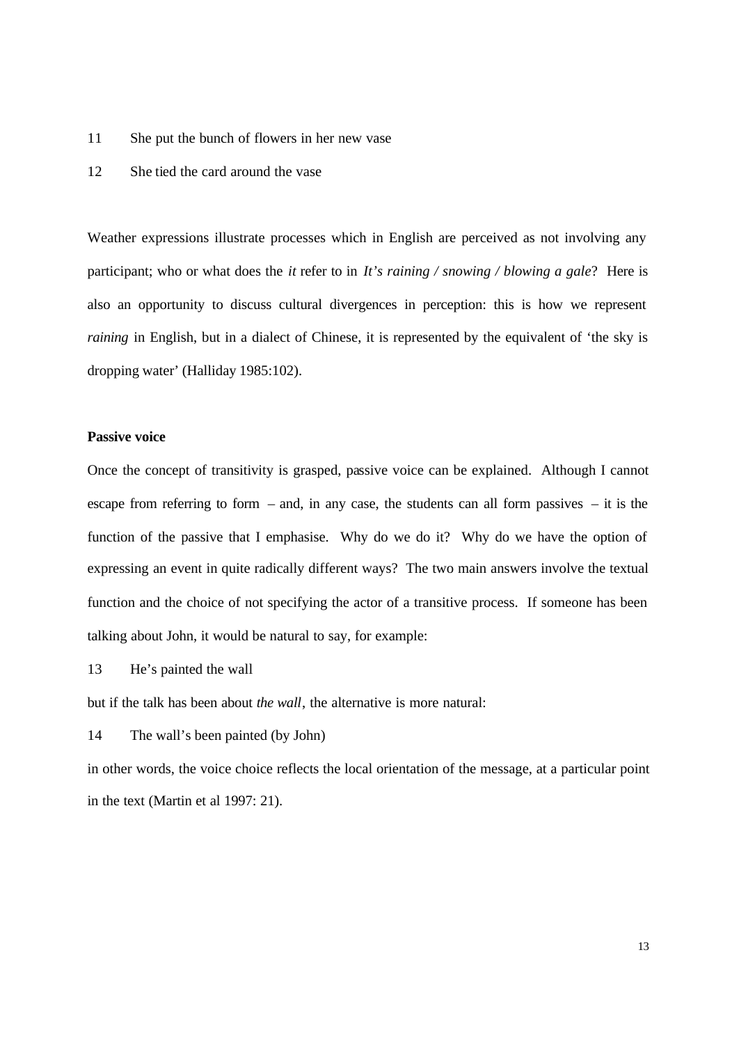11 She put the bunch of flowers in her new vase

12 She tied the card around the vase

Weather expressions illustrate processes which in English are perceived as not involving any participant; who or what does the *it* refer to in *It's raining / snowing / blowing a gale*? Here is also an opportunity to discuss cultural divergences in perception: this is how we represent *raining* in English, but in a dialect of Chinese, it is represented by the equivalent of 'the sky is dropping water' (Halliday 1985:102).

**Passive voice**

Once the concept of transitivity is grasped, passive voice can be explained. Although I cannot escape from referring to form – and, in any case, the students can all form passives – it is the function of the passive that I emphasise. Why do we do it? Why do we have the option of expressing an event in quite radically different ways? The two main answers involve the textual function and the choice of not specifying the actor of a transitive process. If someone has been talking about John, it would be natural to say, for example:

13 He's painted the wall

but if the talk has been about *the wall*, the alternative is more natural:

14 The wall's been painted (by John)

in other words, the voice choice reflects the local orientation of the message, at a particular point in the text (Martin et al 1997: 21).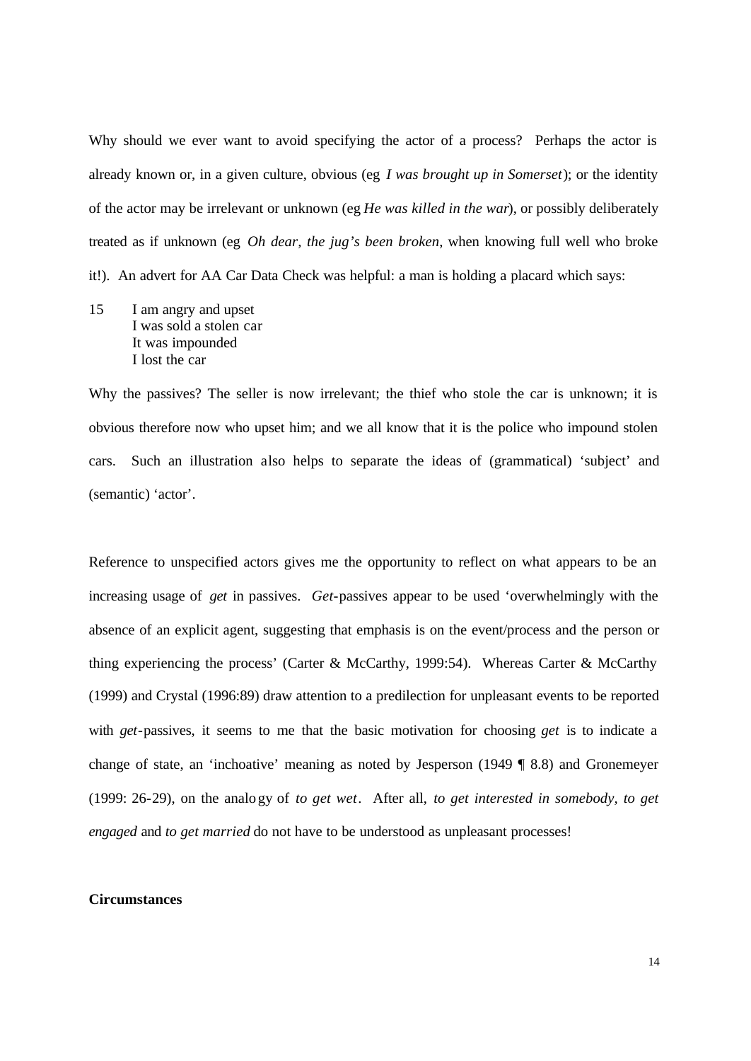Why should we ever want to avoid specifying the actor of a process? Perhaps the actor is already known or, in a given culture, obvious (eg *I was brought up in Somerset*); or the identity of the actor may be irrelevant or unknown (eg *He was killed in the war*), or possibly deliberately treated as if unknown (eg *Oh dear, the jug's been broken*, when knowing full well who broke it!). An advert for AA Car Data Check was helpful: a man is holding a placard which says:

15 I am angry and upset  
I was sold a stolen car  
It was impounded  
I lost the car

Why the passives? The seller is now irrelevant; the thief who stole the car is unknown; it is obvious therefore now who upset him; and we all know that it is the police who impound stolen cars. Such an illustration also helps to separate the ideas of (grammatical) 'subject' and (semantic) 'actor'.

Reference to unspecified actors gives me the opportunity to reflect on what appears to be an increasing usage of *get* in passives. *Get*-passives appear to be used 'overwhelmingly with the absence of an explicit agent, suggesting that emphasis is on the event/process and the person or thing experiencing the process' (Carter & McCarthy, 1999:54). Whereas Carter & McCarthy (1999) and Crystal (1996:89) draw attention to a predilection for unpleasant events to be reported with *get*-passives, it seems to me that the basic motivation for choosing *get* is to indicate a change of state, an 'inchoative' meaning as noted by Jesperson (1949 ¶ 8.8) and Gronemeyer (1999: 26-29), on the analogy of *to get wet*. After all, *to get interested in somebody, to get engaged* and *to get married* do not have to be understood as unpleasant processes!

**Circumstances**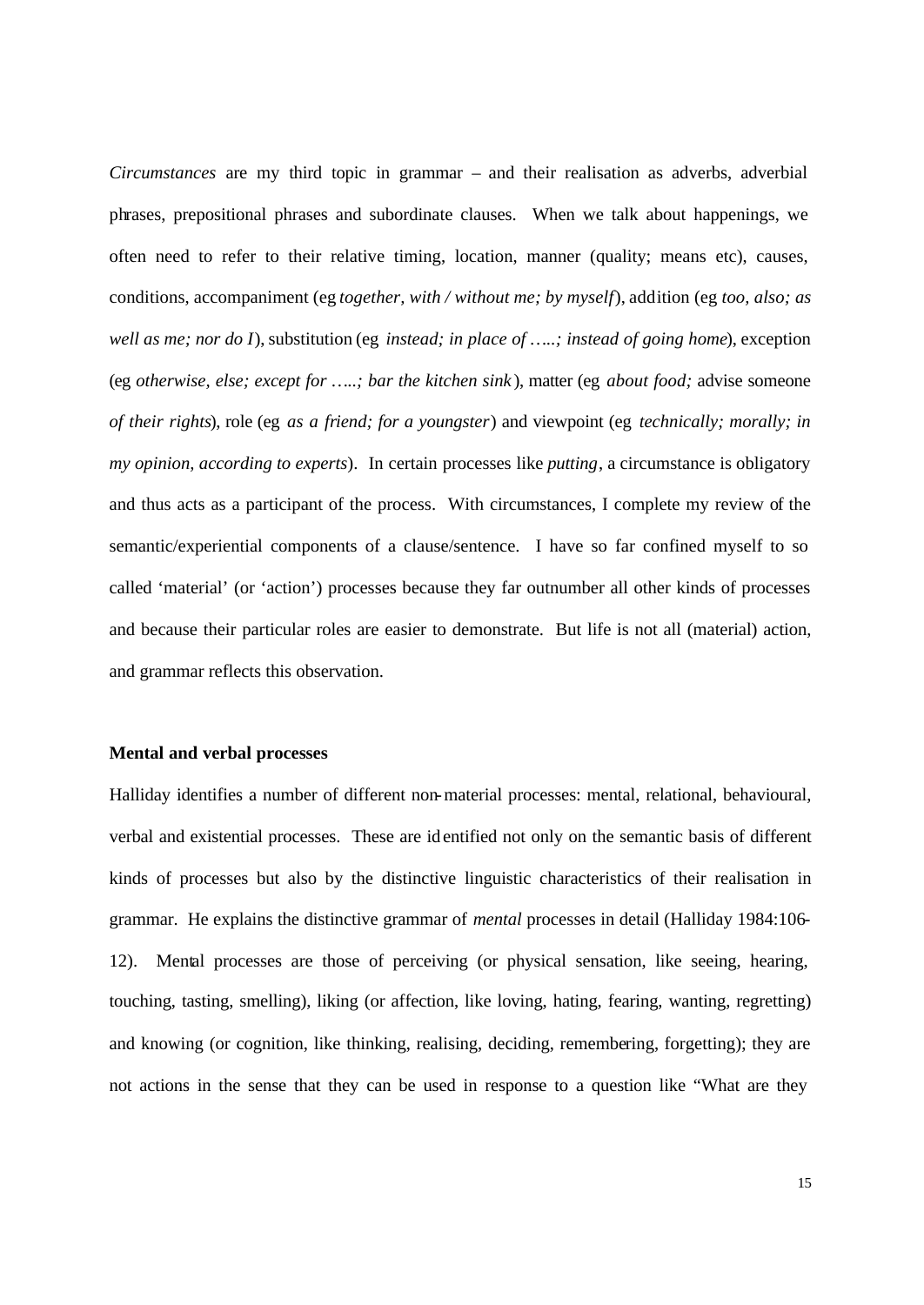*Circumstances* are my third topic in grammar – and their realisation as adverbs, adverbial phrases, prepositional phrases and subordinate clauses. When we talk about happenings, we often need to refer to their relative timing, location, manner (quality; means etc), causes, conditions, accompaniment (eg *together, with / without me; by myself*), addition (eg *too, also; as well as me; nor do I*), substitution (eg *instead; in place of …..; instead of going home*), exception (eg *otherwise, else; except for …..; bar the kitchen sink*), matter (eg *about food;* advise someone *of their rights*), role (eg *as a friend; for a youngster*) and viewpoint (eg *technically; morally; in my opinion, according to experts*). In certain processes like *putting*, a circumstance is obligatory and thus acts as a participant of the process. With circumstances, I complete my review of the semantic/experiential components of a clause/sentence. I have so far confined myself to so called 'material' (or 'action') processes because they far outnumber all other kinds of processes and because their particular roles are easier to demonstrate. But life is not all (material) action, and grammar reflects this observation.

**Mental and verbal processes**

Halliday identifies a number of different non-material processes: mental, relational, behavioural, verbal and existential processes. These are identified not only on the semantic basis of different kinds of processes but also by the distinctive linguistic characteristics of their realisation in grammar. He explains the distinctive grammar of *mental* processes in detail (Halliday 1984:106-12). Mental processes are those of perceiving (or physical sensation, like seeing, hearing, touching, tasting, smelling), liking (or affection, like loving, hating, fearing, wanting, regretting) and knowing (or cognition, like thinking, realising, deciding, remembering, forgetting); they are not actions in the sense that they can be used in response to a question like "What are they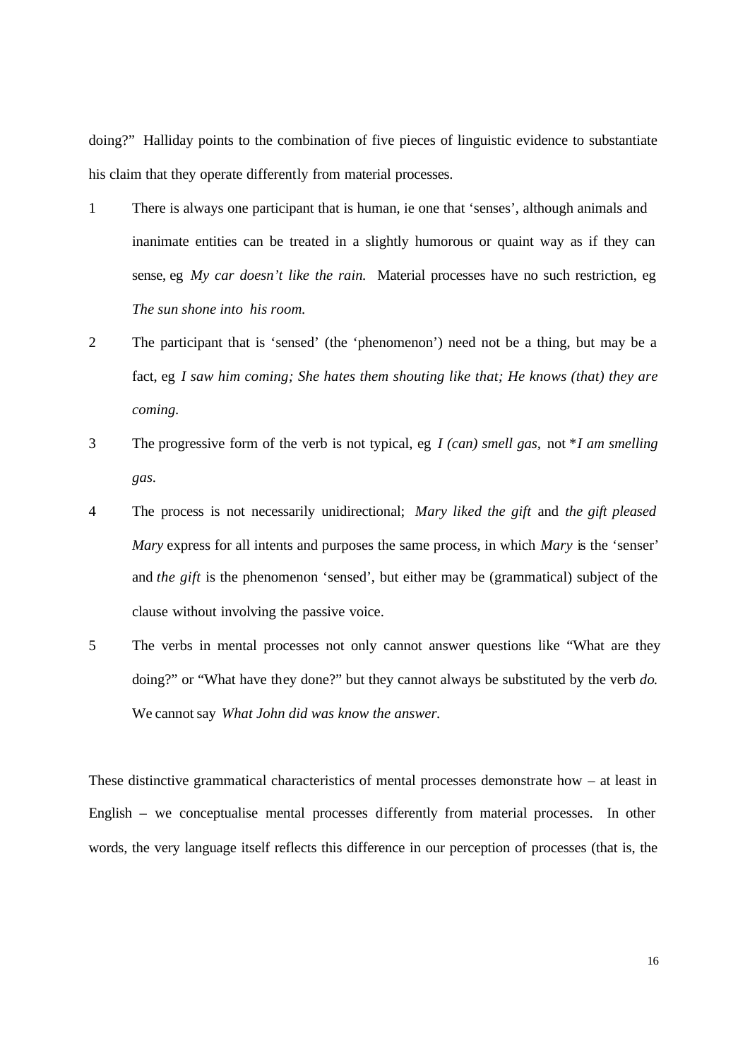doing?" Halliday points to the combination of five pieces of linguistic evidence to substantiate his claim that they operate differently from material processes.

1. There is always one participant that is human, ie one that 'senses', although animals and inanimate entities can be treated in a slightly humorous or quaint way as if they can sense, eg *My car doesn't like the rain.* Material processes have no such restriction, eg *The sun shone into his room.*

2. The participant that is 'sensed' (the 'phenomenon') need not be a thing, but may be a fact, eg *I saw him coming; She hates them shouting like that; He knows (that) they are coming.*

3. The progressive form of the verb is not typical, eg *I (can) smell gas,* not **I am smelling gas.*

4. The process is not necessarily unidirectional; *Mary liked the gift* and *the gift pleased Mary* express for all intents and purposes the same process, in which *Mary* is the 'senser' and *the gift* is the phenomenon 'sensed', but either may be (grammatical) subject of the clause without involving the passive voice.

5. The verbs in mental processes not only cannot answer questions like "What are they doing?" or "What have they done?" but they cannot always be substituted by the verb *do*. We cannot say *What John did was know the answer.*

These distinctive grammatical characteristics of mental processes demonstrate how – at least in English – we conceptualise mental processes differently from material processes. In other words, the very language itself reflects this difference in our perception of processes (that is, the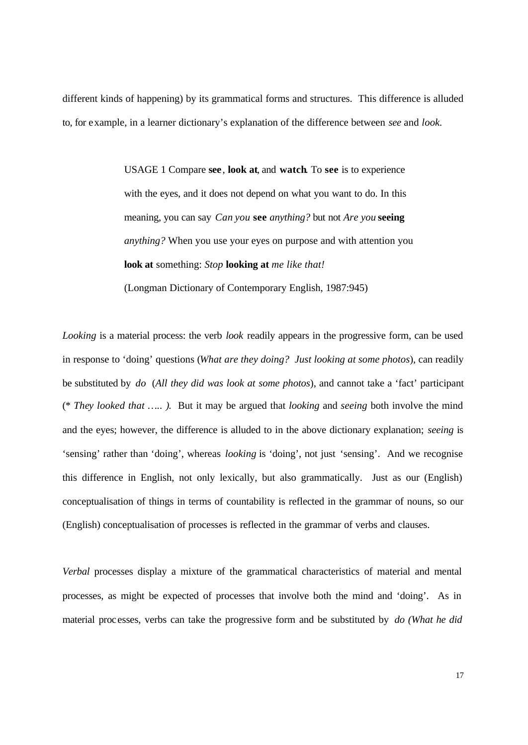different kinds of happening) by its grammatical forms and structures. This difference is alluded to, for example, in a learner dictionary's explanation of the difference between *see* and *look*.

> USAGE 1 Compare **see**, **look at**, and **watch**. To **see** is to experience with the eyes, and it does not depend on what you want to do. In this meaning, you can say *Can you* **see** *anything?* but not *Are you* **seeing** *anything?* When you use your eyes on purpose and with attention you **look at** something: *Stop* **looking at** *me like that!*
>
> (Longman Dictionary of Contemporary English, 1987:945)

*Looking* is a material process: the verb *look* readily appears in the progressive form, can be used in response to 'doing' questions (*What are they doing? Just looking at some photos*), can readily be substituted by *do* (*All they did was look at some photos*), and cannot take a 'fact' participant (*\* They looked that ….. ).* But it may be argued that *looking* and *seeing* both involve the mind and the eyes; however, the difference is alluded to in the above dictionary explanation; *seeing* is 'sensing' rather than 'doing', whereas *looking* is 'doing', not just 'sensing'. And we recognise this difference in English, not only lexically, but also grammatically. Just as our (English) conceptualisation of things in terms of countability is reflected in the grammar of nouns, so our (English) conceptualisation of processes is reflected in the grammar of verbs and clauses.

*Verbal* processes display a mixture of the grammatical characteristics of material and mental processes, as might be expected of processes that involve both the mind and 'doing'. As in material processes, verbs can take the progressive form and be substituted by *do (What he did*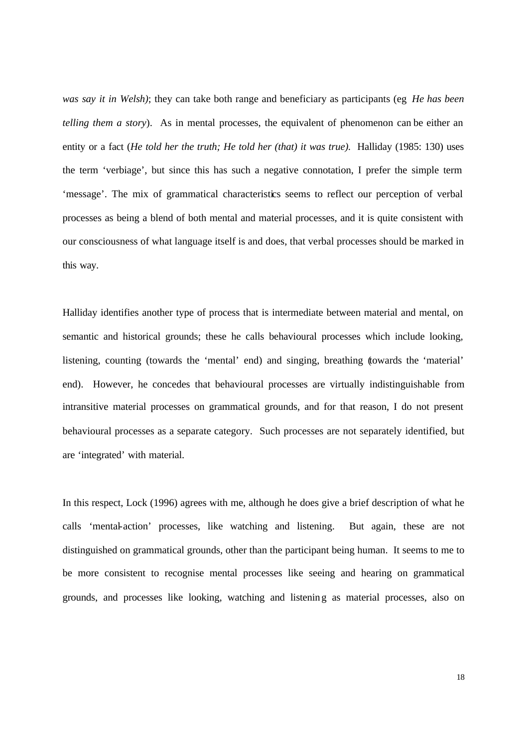*was say it in Welsh)*; they can take both range and beneficiary as participants (eg *He has been telling them a story*). As in mental processes, the equivalent of phenomenon can be either an entity or a fact (*He told her the truth; He told her (that) it was true).* Halliday (1985: 130) uses the term 'verbiage', but since this has such a negative connotation, I prefer the simple term 'message'. The mix of grammatical characteristics seems to reflect our perception of verbal processes as being a blend of both mental and material processes, and it is quite consistent with our consciousness of what language itself is and does, that verbal processes should be marked in this way.

Halliday identifies another type of process that is intermediate between material and mental, on semantic and historical grounds; these he calls behavioural processes which include looking, listening, counting (towards the 'mental' end) and singing, breathing (towards the 'material' end). However, he concedes that behavioural processes are virtually indistinguishable from intransitive material processes on grammatical grounds, and for that reason, I do not present behavioural processes as a separate category. Such processes are not separately identified, but are 'integrated' with material.

In this respect, Lock (1996) agrees with me, although he does give a brief description of what he calls 'mental-action' processes, like watching and listening. But again, these are not distinguished on grammatical grounds, other than the participant being human. It seems to me to be more consistent to recognise mental processes like seeing and hearing on grammatical grounds, and processes like looking, watching and listening as material processes, also on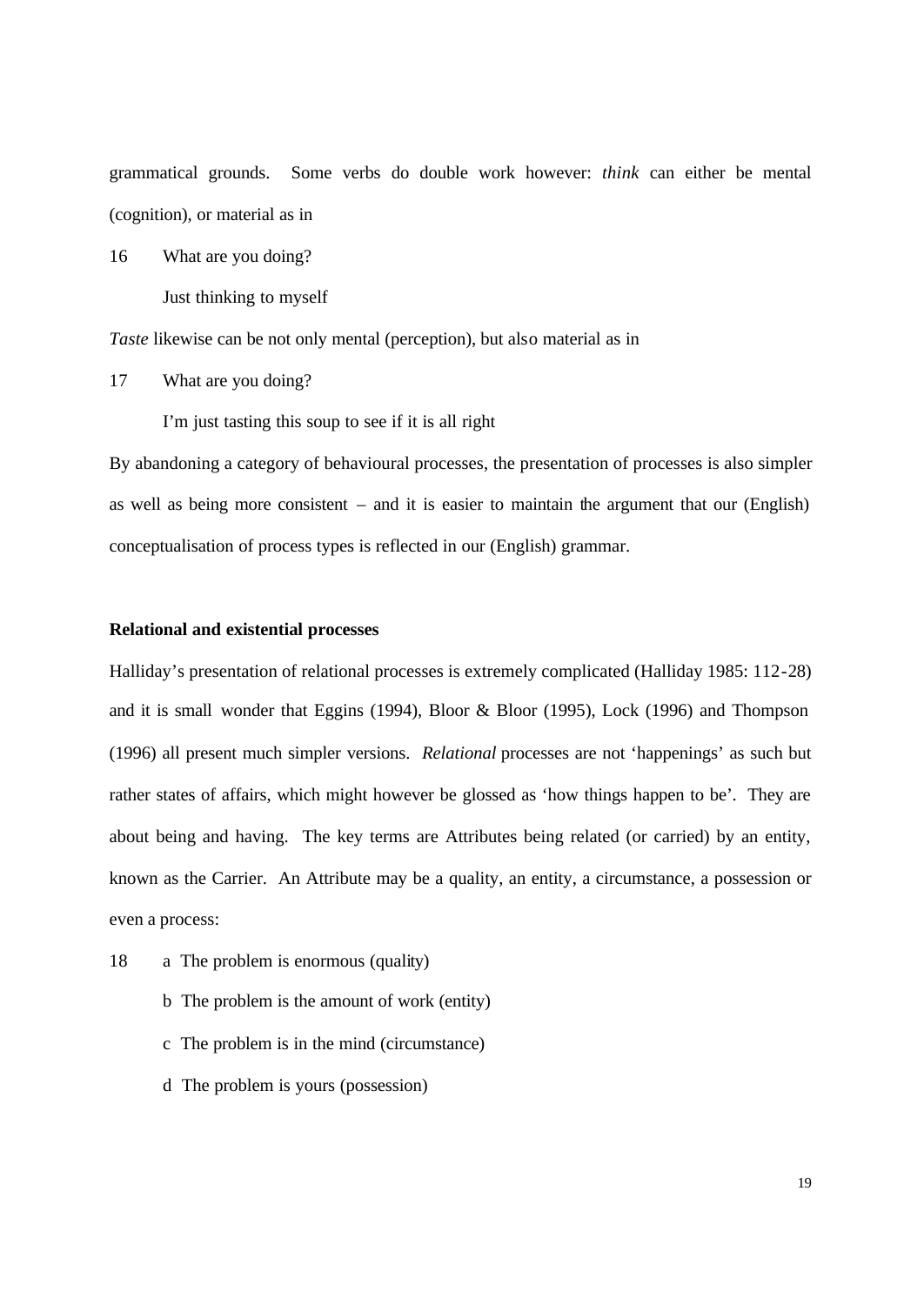grammatical grounds. Some verbs do double work however: *think* can either be mental (cognition), or material as in

16 What are you doing?

Just thinking to myself

*Taste* likewise can be not only mental (perception), but also material as in

17 What are you doing?

I'm just tasting this soup to see if it is all right

By abandoning a category of behavioural processes, the presentation of processes is also simpler as well as being more consistent – and it is easier to maintain the argument that our (English) conceptualisation of process types is reflected in our (English) grammar.

**Relational and existential processes**

Halliday's presentation of relational processes is extremely complicated (Halliday 1985: 112-28) and it is small wonder that Eggins (1994), Bloor & Bloor (1995), Lock (1996) and Thompson (1996) all present much simpler versions. *Relational* processes are not 'happenings' as such but rather states of affairs, which might however be glossed as 'how things happen to be'. They are about being and having. The key terms are Attributes being related (or carried) by an entity, known as the Carrier. An Attribute may be a quality, an entity, a circumstance, a possession or even a process:

18 a The problem is enormous (quality)

b The problem is the amount of work (entity)

c The problem is in the mind (circumstance)

d The problem is yours (possession)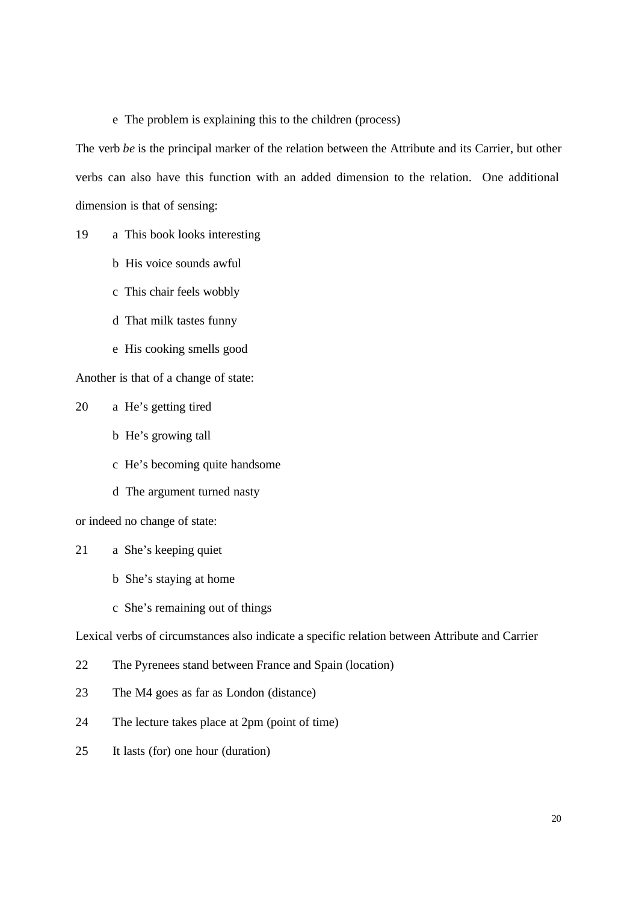e  The problem is explaining this to the children (process)

The verb *be* is the principal marker of the relation between the Attribute and its Carrier, but other verbs can also have this function with an added dimension to the relation.  One additional dimension is that of sensing:

19 a  This book looks interesting

b  His voice sounds awful

c  This chair feels wobbly

d  That milk tastes funny

e  His cooking smells good

Another is that of a change of state:

20 a  He's getting tired

b  He's growing tall

c  He's becoming quite handsome

d  The argument turned nasty

or indeed no change of state:

21 a  She's keeping quiet

b  She's staying at home

c  She's remaining out of things

Lexical verbs of circumstances also indicate a specific relation between Attribute and Carrier

22 The Pyrenees stand between France and Spain (location)

23 The M4 goes as far as London (distance)

24 The lecture takes place at 2pm (point of time)

25 It lasts (for) one hour (duration)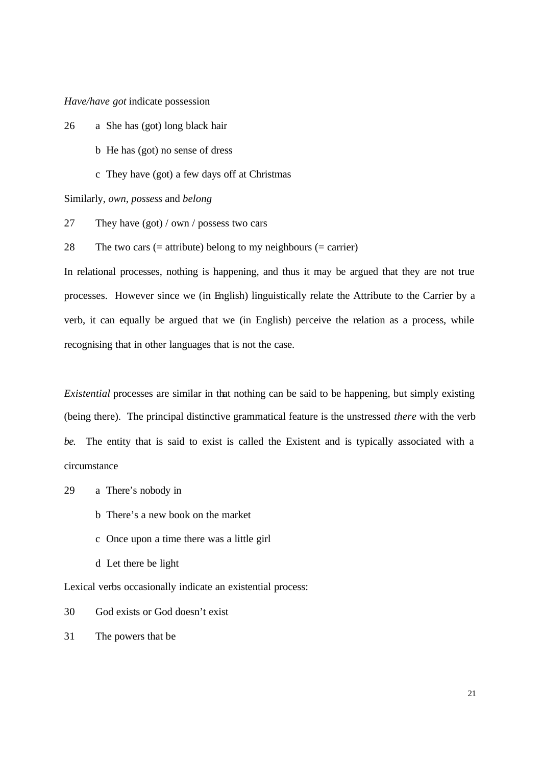*Have/have got* indicate possession

26 a She has (got) long black hair

b He has (got) no sense of dress

c They have (got) a few days off at Christmas

Similarly, *own*, *possess* and *belong*

27 They have (got) / own / possess two cars

28 The two cars (= attribute) belong to my neighbours (= carrier)

In relational processes, nothing is happening, and thus it may be argued that they are not true processes. However since we (in English) linguistically relate the Attribute to the Carrier by a verb, it can equally be argued that we (in English) perceive the relation as a process, while recognising that in other languages that is not the case.

*Existential* processes are similar in that nothing can be said to be happening, but simply existing (being there). The principal distinctive grammatical feature is the unstressed *there* with the verb *be*. The entity that is said to exist is called the Existent and is typically associated with a circumstance

29 a There's nobody in

b There's a new book on the market

c Once upon a time there was a little girl

d Let there be light

Lexical verbs occasionally indicate an existential process:

30 God exists or God doesn't exist

31 The powers that be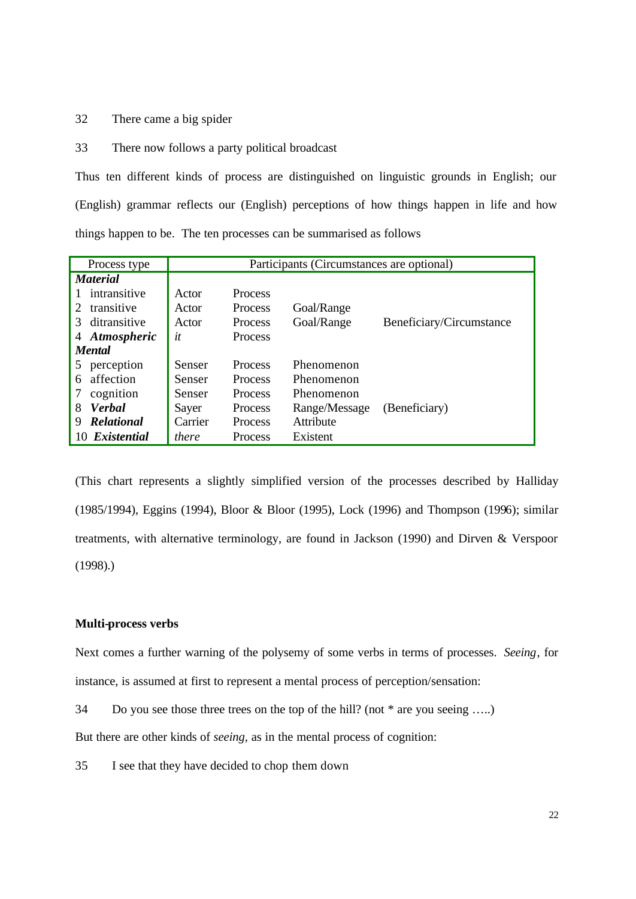32 There came a big spider

33 There now follows a party political broadcast

Thus ten different kinds of process are distinguished on linguistic grounds in English; our (English) grammar reflects our (English) perceptions of how things happen in life and how things happen to be. The ten processes can be summarised as follows

| Process type | Participants (Circumstances are optional) | | | |
|---|---|---|---|---|
| ***Material*** | | | | |
| 1 intransitive | Actor | Process | | |
| 2 transitive | Actor | Process | Goal/Range | |
| 3 ditransitive | Actor | Process | Goal/Range | Beneficiary/Circumstance |
| 4 ***Atmospheric*** | *it* | Process | | |
| ***Mental*** | | | | |
| 5 perception | Senser | Process | Phenomenon | |
| 6 affection | Senser | Process | Phenomenon | |
| 7 cognition | Senser | Process | Phenomenon | |
| 8 ***Verbal*** | Sayer | Process | Range/Message | (Beneficiary) |
| 9 ***Relational*** | Carrier | Process | Attribute | |
| 10 ***Existential*** | *there* | Process | Existent | |

(This chart represents a slightly simplified version of the processes described by Halliday (1985/1994), Eggins (1994), Bloor & Bloor (1995), Lock (1996) and Thompson (1996); similar treatments, with alternative terminology, are found in Jackson (1990) and Dirven & Verspoor (1998).)

**Multi-process verbs**

Next comes a further warning of the polysemy of some verbs in terms of processes. *Seeing*, for instance, is assumed at first to represent a mental process of perception/sensation:

34 Do you see those three trees on the top of the hill? (not * are you seeing …..)

But there are other kinds of *seeing*, as in the mental process of cognition:

35 I see that they have decided to chop them down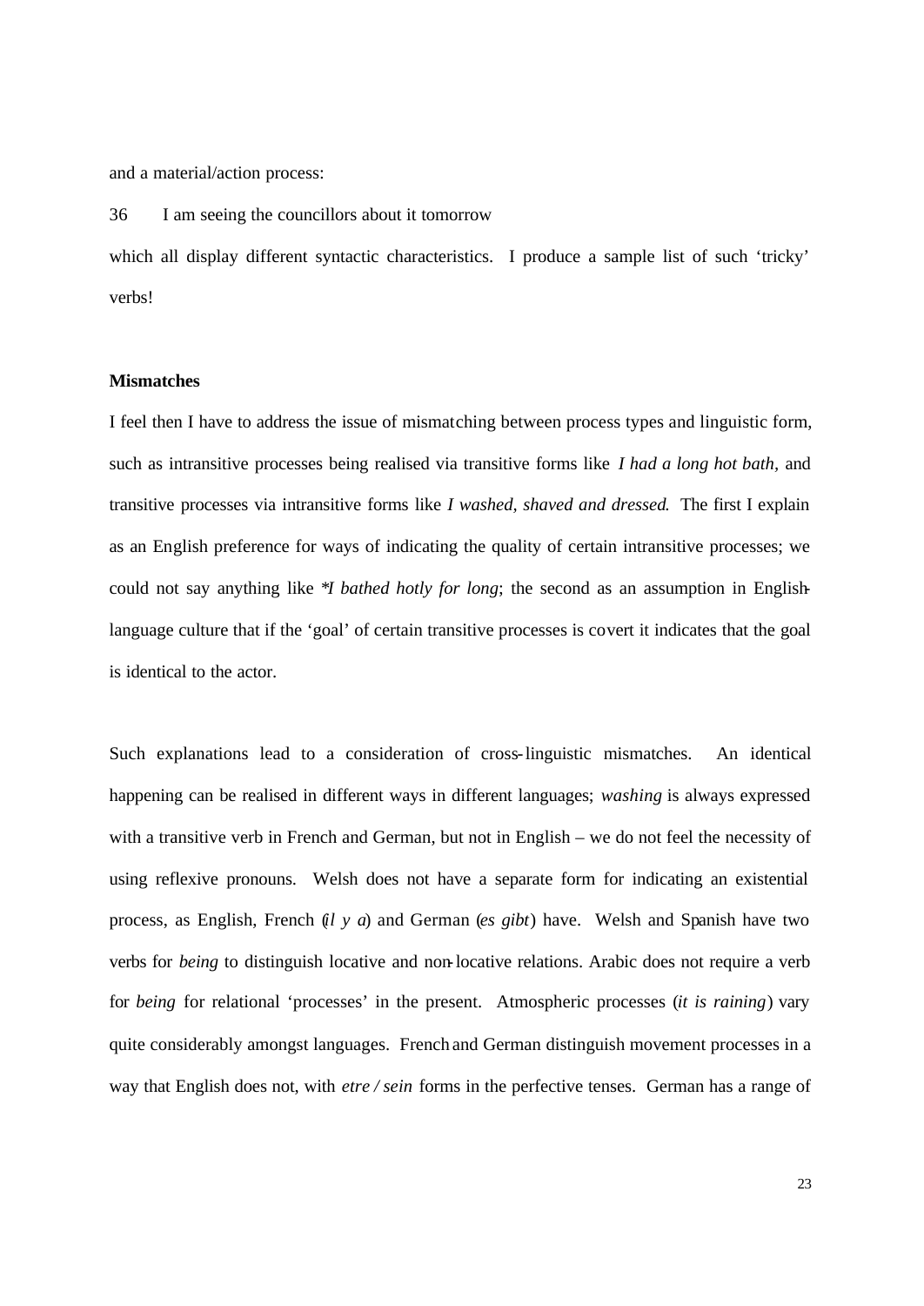and a material/action process:

36 I am seeing the councillors about it tomorrow

which all display different syntactic characteristics. I produce a sample list of such 'tricky' verbs!

**Mismatches**

I feel then I have to address the issue of mismatching between process types and linguistic form, such as intransitive processes being realised via transitive forms like *I had a long hot bath*, and transitive processes via intransitive forms like *I washed, shaved and dressed*. The first I explain as an English preference for ways of indicating the quality of certain intransitive processes; we could not say anything like *\*I bathed hotly for long*; the second as an assumption in English-language culture that if the 'goal' of certain transitive processes is covert it indicates that the goal is identical to the actor.

Such explanations lead to a consideration of cross-linguistic mismatches. An identical happening can be realised in different ways in different languages; *washing* is always expressed with a transitive verb in French and German, but not in English – we do not feel the necessity of using reflexive pronouns. Welsh does not have a separate form for indicating an existential process, as English, French (*il y a*) and German (*es gibt*) have. Welsh and Spanish have two verbs for *being* to distinguish locative and non-locative relations. Arabic does not require a verb for *being* for relational 'processes' in the present. Atmospheric processes (*it is raining*) vary quite considerably amongst languages. French and German distinguish movement processes in a way that English does not, with *etre / sein* forms in the perfective tenses. German has a range of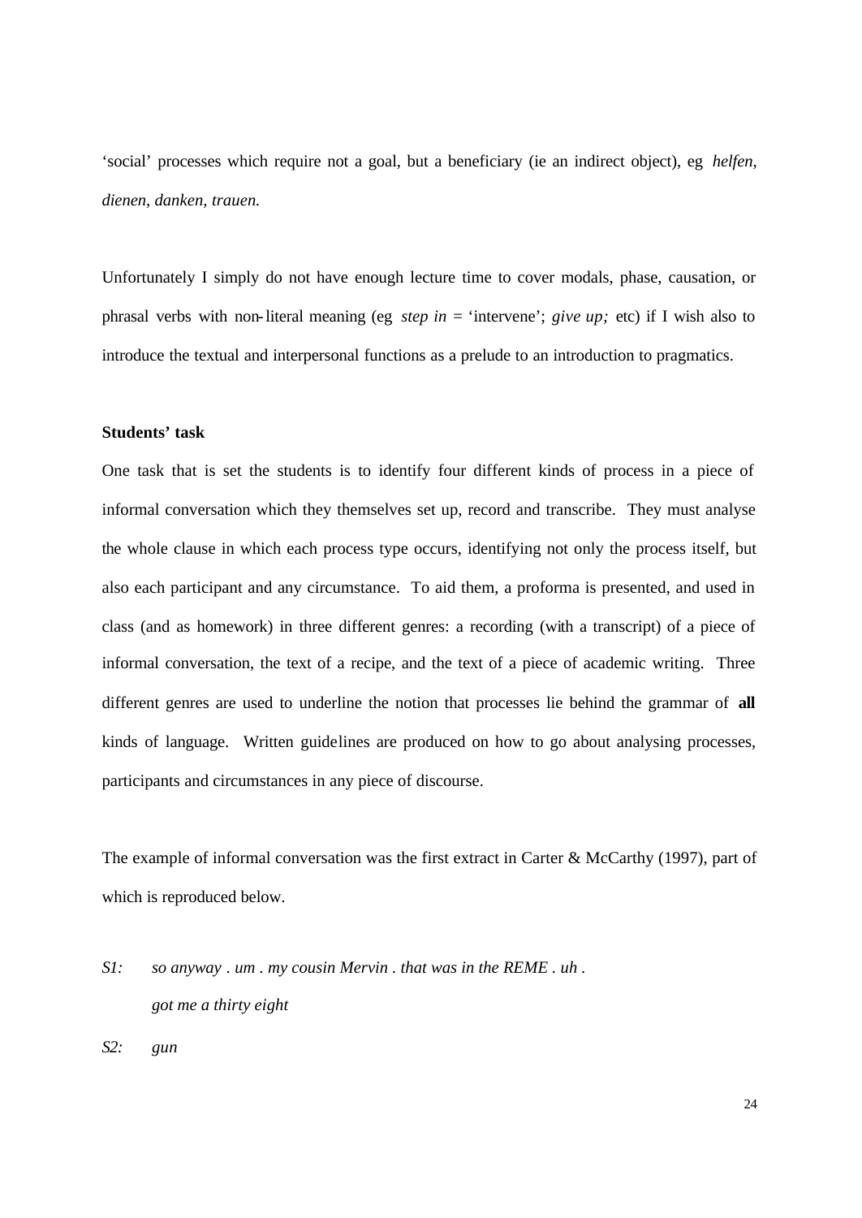'social' processes which require not a goal, but a beneficiary (ie an indirect object), eg *helfen, dienen, danken, trauen.*

Unfortunately I simply do not have enough lecture time to cover modals, phase, causation, or phrasal verbs with non-literal meaning (eg *step in* = 'intervene'; *give up;* etc) if I wish also to introduce the textual and interpersonal functions as a prelude to an introduction to pragmatics.

**Students' task**

One task that is set the students is to identify four different kinds of process in a piece of informal conversation which they themselves set up, record and transcribe. They must analyse the whole clause in which each process type occurs, identifying not only the process itself, but also each participant and any circumstance. To aid them, a proforma is presented, and used in class (and as homework) in three different genres: a recording (with a transcript) of a piece of informal conversation, the text of a recipe, and the text of a piece of academic writing. Three different genres are used to underline the notion that processes lie behind the grammar of **all** kinds of language. Written guidelines are produced on how to go about analysing processes, participants and circumstances in any piece of discourse.

The example of informal conversation was the first extract in Carter & McCarthy (1997), part of which is reproduced below.

*S1:* *so anyway . um . my cousin Mervin . that was in the REME . uh .*
*got me a thirty eight*

*S2:* *gun*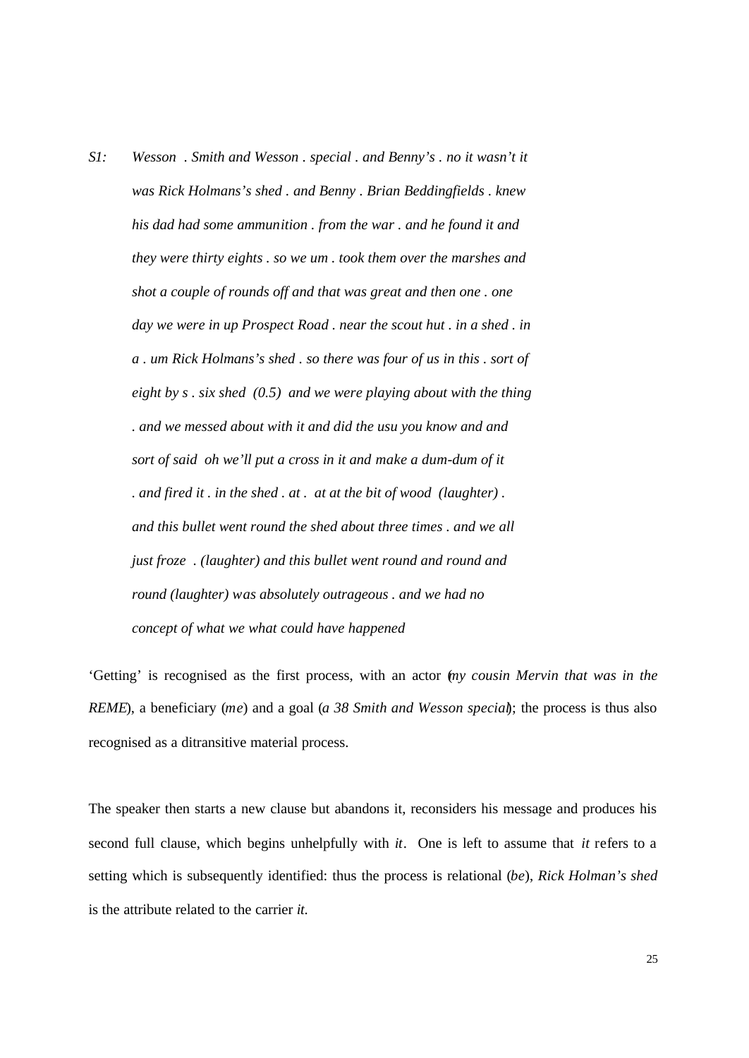*S1:* *Wesson . Smith and Wesson . special . and Benny's . no it wasn't it was Rick Holmans's shed . and Benny . Brian Beddingfields . knew his dad had some ammunition . from the war . and he found it and they were thirty eights . so we um . took them over the marshes and shot a couple of rounds off and that was great and then one . one day we were in up Prospect Road . near the scout hut . in a shed . in a . um Rick Holmans's shed . so there was four of us in this . sort of eight by s . six shed (0.5) and we were playing about with the thing . and we messed about with it and did the usu you know and and sort of said oh we'll put a cross in it and make a dum-dum of it . and fired it . in the shed . at . at at the bit of wood (laughter) . and this bullet went round the shed about three times . and we all just froze . (laughter) and this bullet went round and round and round (laughter) was absolutely outrageous . and we had no concept of what we what could have happened*

'Getting' is recognised as the first process, with an actor (*my cousin Mervin that was in the REME*), a beneficiary (*me*) and a goal (*a 38 Smith and Wesson special*); the process is thus also recognised as a ditransitive material process.

The speaker then starts a new clause but abandons it, reconsiders his message and produces his second full clause, which begins unhelpfully with *it*. One is left to assume that *it* refers to a setting which is subsequently identified: thus the process is relational (*be*), *Rick Holman's shed* is the attribute related to the carrier *it*.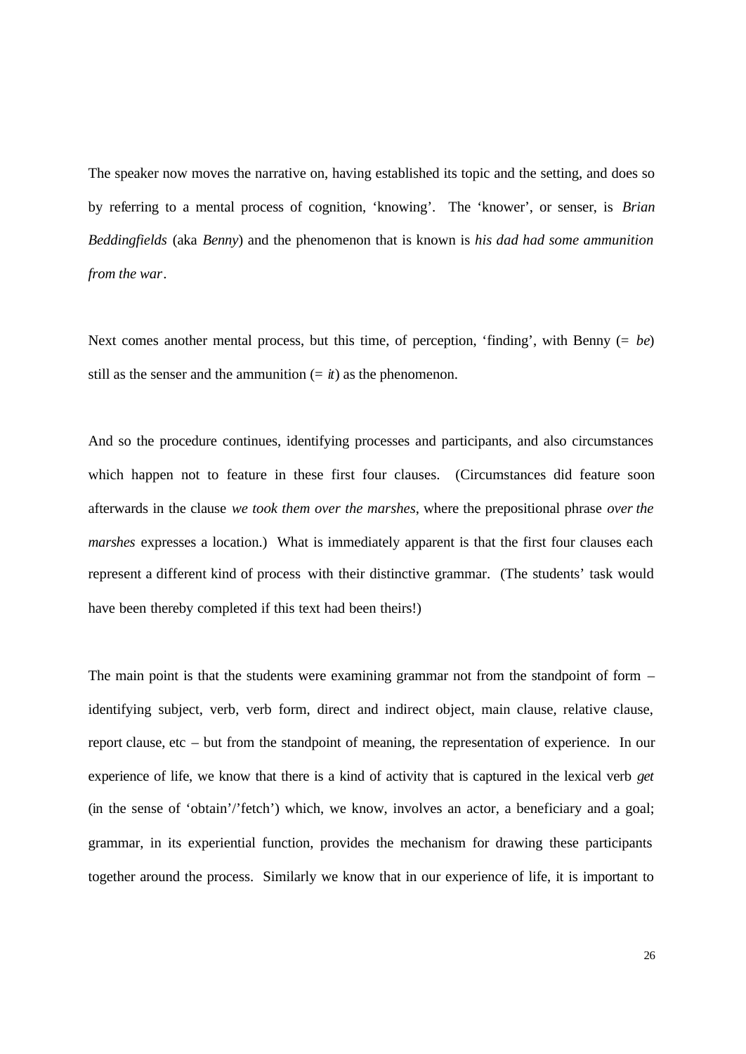The speaker now moves the narrative on, having established its topic and the setting, and does so by referring to a mental process of cognition, 'knowing'. The 'knower', or senser, is *Brian Beddingfields* (aka *Benny*) and the phenomenon that is known is *his dad had some ammunition from the war*.

Next comes another mental process, but this time, of perception, 'finding', with Benny (= *be*) still as the senser and the ammunition (= *it*) as the phenomenon.

And so the procedure continues, identifying processes and participants, and also circumstances which happen not to feature in these first four clauses. (Circumstances did feature soon afterwards in the clause *we took them over the marshes*, where the prepositional phrase *over the marshes* expresses a location.) What is immediately apparent is that the first four clauses each represent a different kind of process with their distinctive grammar. (The students' task would have been thereby completed if this text had been theirs!)

The main point is that the students were examining grammar not from the standpoint of form – identifying subject, verb, verb form, direct and indirect object, main clause, relative clause, report clause, etc – but from the standpoint of meaning, the representation of experience. In our experience of life, we know that there is a kind of activity that is captured in the lexical verb *get* (in the sense of 'obtain'/'fetch') which, we know, involves an actor, a beneficiary and a goal; grammar, in its experiential function, provides the mechanism for drawing these participants together around the process. Similarly we know that in our experience of life, it is important to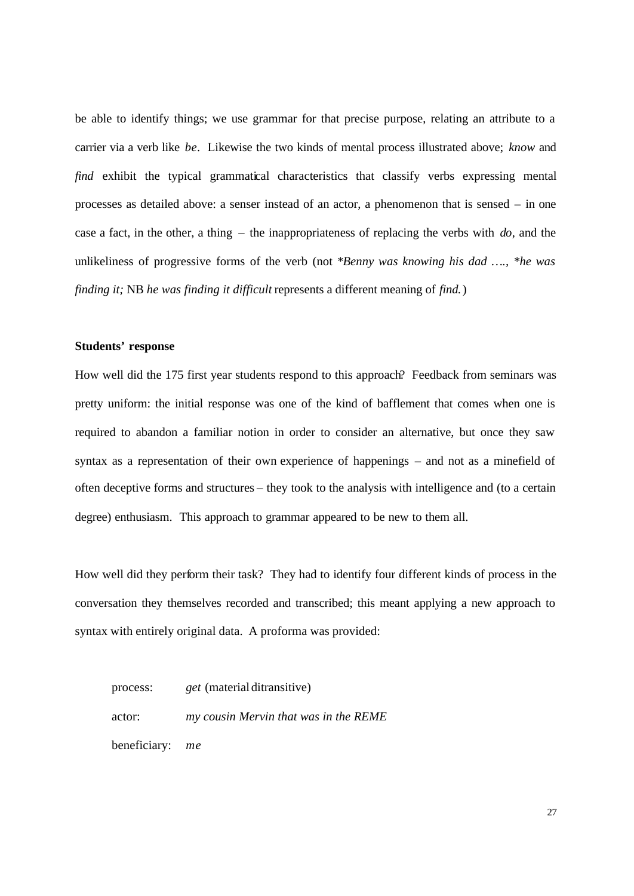be able to identify things; we use grammar for that precise purpose, relating an attribute to a carrier via a verb like *be*. Likewise the two kinds of mental process illustrated above; *know* and *find* exhibit the typical grammatical characteristics that classify verbs expressing mental processes as detailed above: a senser instead of an actor, a phenomenon that is sensed – in one case a fact, in the other, a thing – the inappropriateness of replacing the verbs with *do*, and the unlikeliness of progressive forms of the verb (not \**Benny was knowing his dad ….*, \**he was finding it;* NB *he was finding it difficult* represents a different meaning of *find.*)

**Students' response**

How well did the 175 first year students respond to this approach? Feedback from seminars was pretty uniform: the initial response was one of the kind of bafflement that comes when one is required to abandon a familiar notion in order to consider an alternative, but once they saw syntax as a representation of their own experience of happenings – and not as a minefield of often deceptive forms and structures – they took to the analysis with intelligence and (to a certain degree) enthusiasm. This approach to grammar appeared to be new to them all.

How well did they perform their task? They had to identify four different kinds of process in the conversation they themselves recorded and transcribed; this meant applying a new approach to syntax with entirely original data. A proforma was provided:

process: *get* (material ditransitive)
actor: *my cousin Mervin that was in the REME*
beneficiary: *me*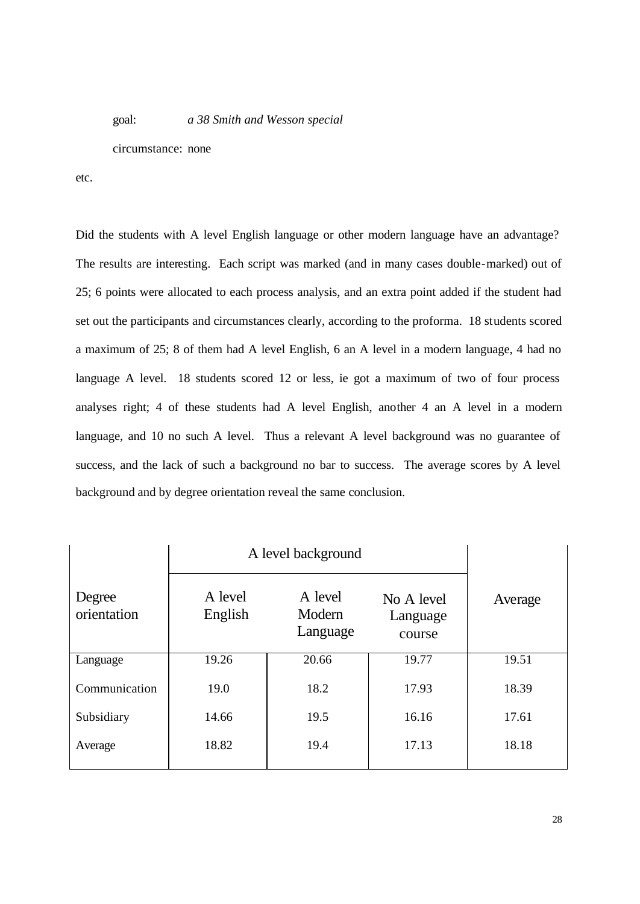goal: *a 38 Smith and Wesson special*

circumstance: none

etc.

Did the students with A level English language or other modern language have an advantage? The results are interesting. Each script was marked (and in many cases double-marked) out of 25; 6 points were allocated to each process analysis, and an extra point added if the student had set out the participants and circumstances clearly, according to the proforma. 18 students scored a maximum of 25; 8 of them had A level English, 6 an A level in a modern language, 4 had no language A level. 18 students scored 12 or less, ie got a maximum of two of four process analyses right; 4 of these students had A level English, another 4 an A level in a modern language, and 10 no such A level. Thus a relevant A level background was no guarantee of success, and the lack of such a background no bar to success. The average scores by A level background and by degree orientation reveal the same conclusion.

| | A level background | | | |
|---|---|---|---|---|
| Degree orientation | A level English | A level Modern Language | No A level Language course | Average |
| Language | 19.26 | 20.66 | 19.77 | 19.51 |
| Communication | 19.0 | 18.2 | 17.93 | 18.39 |
| Subsidiary | 14.66 | 19.5 | 16.16 | 17.61 |
| Average | 18.82 | 19.4 | 17.13 | 18.18 |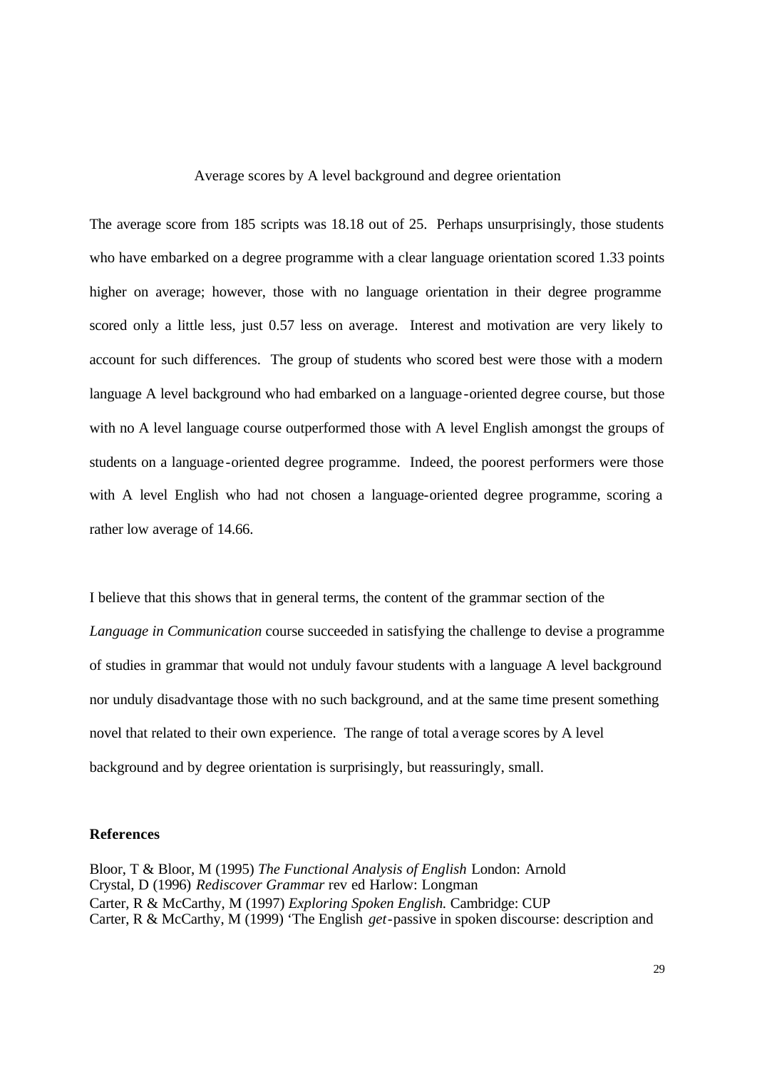Average scores by A level background and degree orientation

The average score from 185 scripts was 18.18 out of 25. Perhaps unsurprisingly, those students who have embarked on a degree programme with a clear language orientation scored 1.33 points higher on average; however, those with no language orientation in their degree programme scored only a little less, just 0.57 less on average. Interest and motivation are very likely to account for such differences. The group of students who scored best were those with a modern language A level background who had embarked on a language-oriented degree course, but those with no A level language course outperformed those with A level English amongst the groups of students on a language-oriented degree programme. Indeed, the poorest performers were those with A level English who had not chosen a language-oriented degree programme, scoring a rather low average of 14.66.

I believe that this shows that in general terms, the content of the grammar section of the *Language in Communication* course succeeded in satisfying the challenge to devise a programme of studies in grammar that would not unduly favour students with a language A level background nor unduly disadvantage those with no such background, and at the same time present something novel that related to their own experience. The range of total average scores by A level background and by degree orientation is surprisingly, but reassuringly, small.

**References**

Bloor, T & Bloor, M (1995) *The Functional Analysis of English* London: Arnold
Crystal, D (1996) *Rediscover Grammar* rev ed Harlow: Longman
Carter, R & McCarthy, M (1997) *Exploring Spoken English.* Cambridge: CUP
Carter, R & McCarthy, M (1999) 'The English *get*-passive in spoken discourse: description and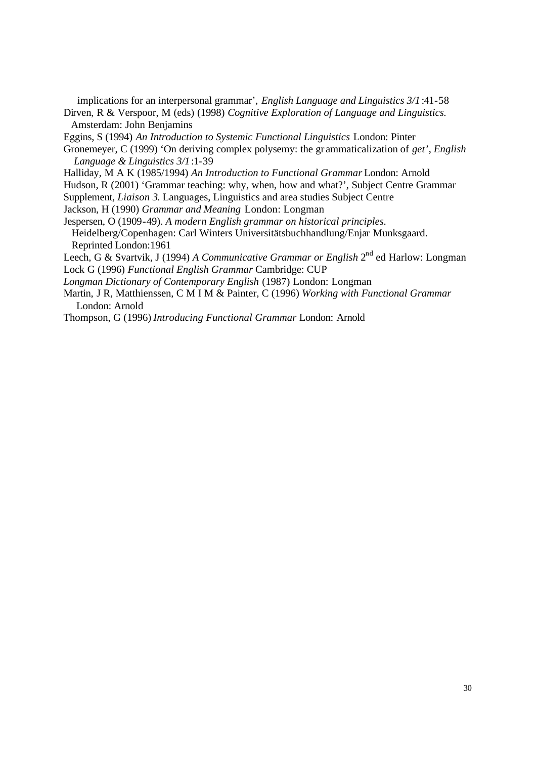implications for an interpersonal grammar', *English Language and Linguistics 3/1*:41-58

Dirven, R & Verspoor, M (eds) (1998) *Cognitive Exploration of Language and Linguistics.* Amsterdam: John Benjamins

Eggins, S (1994) *An Introduction to Systemic Functional Linguistics* London: Pinter

Gronemeyer, C (1999) 'On deriving complex polysemy: the grammaticalization of *get*', *English Language & Linguistics 3/1*:1-39

Halliday, M A K (1985/1994) *An Introduction to Functional Grammar* London: Arnold

Hudson, R (2001) 'Grammar teaching: why, when, how and what?', Subject Centre Grammar Supplement, *Liaison 3.* Languages, Linguistics and area studies Subject Centre

Jackson, H (1990) *Grammar and Meaning* London: Longman

Jespersen, O (1909-49). *A modern English grammar on historical principles.* Heidelberg/Copenhagen: Carl Winters Universitätsbuchhandlung/Enjar Munksgaard. Reprinted London:1961

Leech, G & Svartvik, J (1994) *A Communicative Grammar or English* 2nd ed Harlow: Longman

Lock G (1996) *Functional English Grammar* Cambridge: CUP

*Longman Dictionary of Contemporary English* (1987) London: Longman

Martin, J R, Matthienssen, C M I M & Painter, C (1996) *Working with Functional Grammar* London: Arnold

Thompson, G (1996) *Introducing Functional Grammar* London: Arnold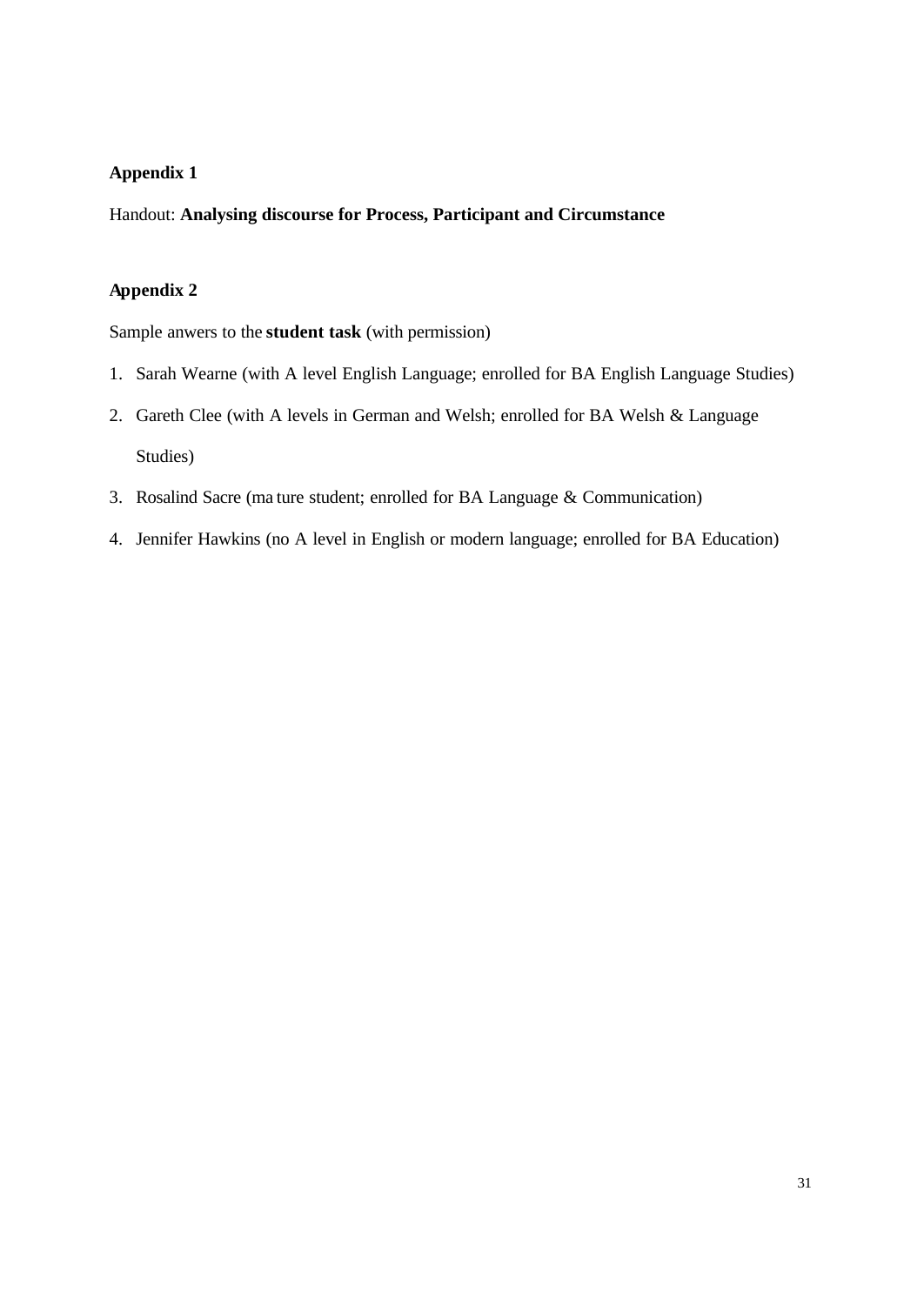## Appendix 1

Handout: **Analysing discourse for Process, Participant and Circumstance**

## Appendix 2

Sample anwers to the **student task** (with permission)

1. Sarah Wearne (with A level English Language; enrolled for BA English Language Studies)
2. Gareth Clee (with A levels in German and Welsh; enrolled for BA Welsh & Language Studies)
3. Rosalind Sacre (ma ture student; enrolled for BA Language & Communication)
4. Jennifer Hawkins (no A level in English or modern language; enrolled for BA Education)